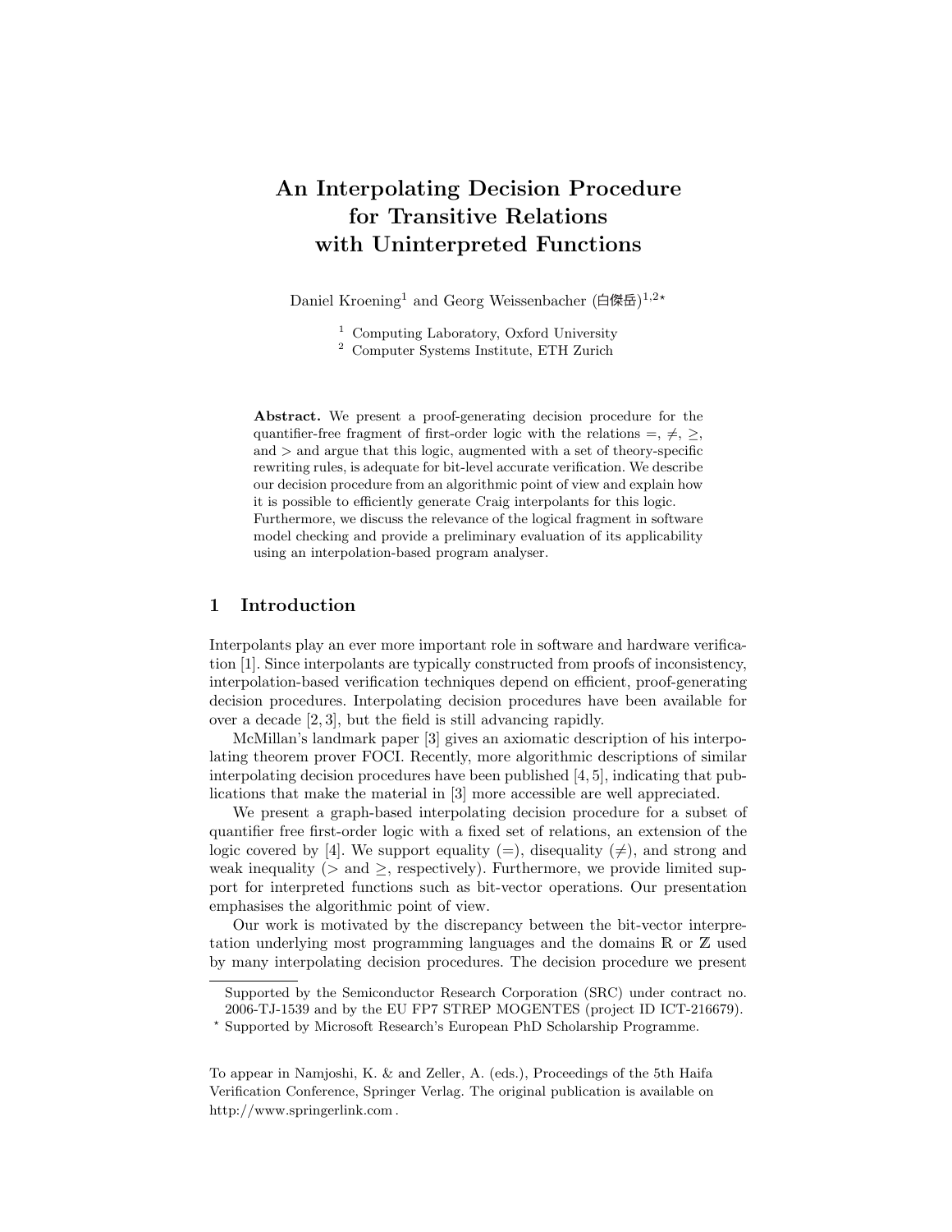# An Interpolating Decision Procedure for Transitive Relations with Uninterpreted Functions

Daniel Kroening[1] and Georg Weissenbacher (白傑岳)[1,2⋆]

[1] Computing Laboratory, Oxford University
[2] Computer Systems Institute, ETH Zurich

**Abstract.** We present a proof-generating decision procedure for the quantifier-free fragment of first-order logic with the relations $=$, $\neq$, $\geq$, and $>$ and argue that this logic, augmented with a set of theory-specific rewriting rules, is adequate for bit-level accurate verification. We describe our decision procedure from an algorithmic point of view and explain how it is possible to efficiently generate Craig interpolants for this logic. Furthermore, we discuss the relevance of the logical fragment in software model checking and provide a preliminary evaluation of its applicability using an interpolation-based program analyser.

## 1 Introduction

Interpolants play an ever more important role in software and hardware verification [1]. Since interpolants are typically constructed from proofs of inconsistency, interpolation-based verification techniques depend on efficient, proof-generating decision procedures. Interpolating decision procedures have been available for over a decade [2, 3], but the field is still advancing rapidly.

McMillan's landmark paper [3] gives an axiomatic description of his interpolating theorem prover FOCI. Recently, more algorithmic descriptions of similar interpolating decision procedures have been published [4, 5], indicating that publications that make the material in [3] more accessible are well appreciated.

We present a graph-based interpolating decision procedure for a subset of quantifier free first-order logic with a fixed set of relations, an extension of the logic covered by [4]. We support equality ($=$), disequality ($\neq$), and strong and weak inequality ($>$ and $\geq$, respectively). Furthermore, we provide limited support for interpreted functions such as bit-vector operations. Our presentation emphasises the algorithmic point of view.

Our work is motivated by the discrepancy between the bit-vector interpretation underlying most programming languages and the domains $\mathbb{R}$ or $\mathbb{Z}$ used by many interpolating decision procedures. The decision procedure we present

Supported by the Semiconductor Research Corporation (SRC) under contract no. 2006-TJ-1539 and by the EU FP7 STREP MOGENTES (project ID ICT-216679).

⋆ Supported by Microsoft Research's European PhD Scholarship Programme.

To appear in Namjoshi, K. & and Zeller, A. (eds.), Proceedings of the 5th Haifa Verification Conference, Springer Verlag. The original publication is available on http://www.springerlink.com .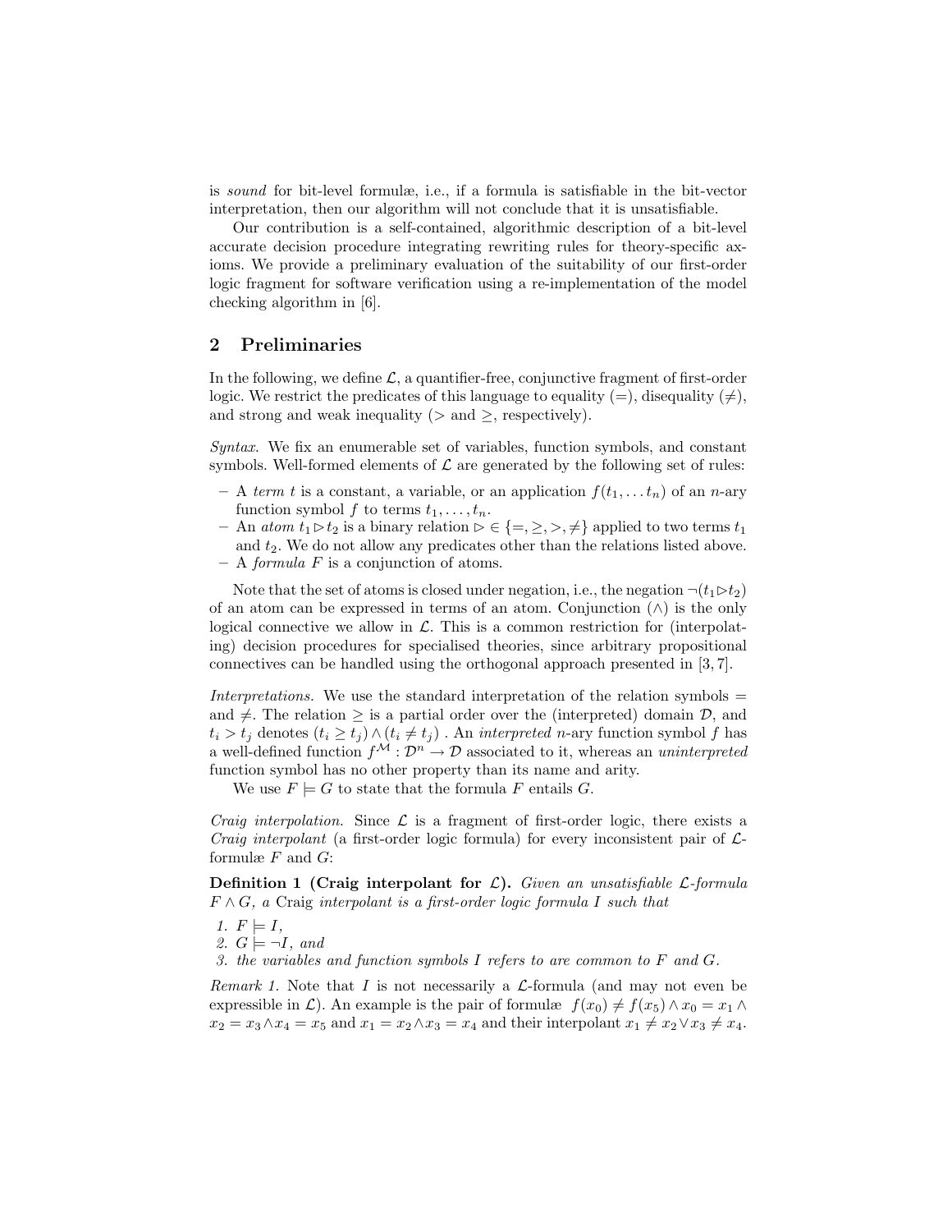is *sound* for bit-level formulæ, i.e., if a formula is satisfiable in the bit-vector interpretation, then our algorithm will not conclude that it is unsatisfiable.

Our contribution is a self-contained, algorithmic description of a bit-level accurate decision procedure integrating rewriting rules for theory-specific axioms. We provide a preliminary evaluation of the suitability of our first-order logic fragment for software verification using a re-implementation of the model checking algorithm in [6].

## 2 Preliminaries

In the following, we define $\mathcal{L}$, a quantifier-free, conjunctive fragment of first-order logic. We restrict the predicates of this language to equality ($=$), disequality ($\neq$), and strong and weak inequality ($>$ and $\geq$, respectively).

*Syntax.* We fix an enumerable set of variables, function symbols, and constant symbols. Well-formed elements of $\mathcal{L}$ are generated by the following set of rules:

- A *term* $t$ is a constant, a variable, or an application $f(t_1, \ldots t_n)$ of an $n$-ary function symbol $f$ to terms $t_1, \ldots, t_n$.
- An *atom* $t_1 \rhd t_2$ is a binary relation $\rhd \in \{=, \geq, >, \neq\}$ applied to two terms $t_1$ and $t_2$. We do not allow any predicates other than the relations listed above.
- A *formula* $F$ is a conjunction of atoms.

Note that the set of atoms is closed under negation, i.e., the negation $\neg(t_1 \rhd t_2)$ of an atom can be expressed in terms of an atom. Conjunction ($\wedge$) is the only logical connective we allow in $\mathcal{L}$. This is a common restriction for (interpolating) decision procedures for specialised theories, since arbitrary propositional connectives can be handled using the orthogonal approach presented in [3, 7].

*Interpretations.* We use the standard interpretation of the relation symbols $=$ and $\neq$. The relation $\geq$ is a partial order over the (interpreted) domain $\mathcal{D}$, and $t_i > t_j$ denotes $(t_i \geq t_j) \wedge (t_i \neq t_j)$ . An *interpreted* $n$-ary function symbol $f$ has a well-defined function $f^{\mathcal{M}} : \mathcal{D}^n \to \mathcal{D}$ associated to it, whereas an *uninterpreted* function symbol has no other property than its name and arity.

We use $F \models G$ to state that the formula $F$ entails $G$.

*Craig interpolation.* Since $\mathcal{L}$ is a fragment of first-order logic, there exists a *Craig interpolant* (a first-order logic formula) for every inconsistent pair of $\mathcal{L}$-formulæ $F$ and $G$:

**Definition 1 (Craig interpolant for $\mathcal{L}$).** *Given an unsatisfiable $\mathcal{L}$-formula $F \wedge G$, a* Craig *interpolant is a first-order logic formula $I$ such that*

1. $F \models I$,
2. $G \models \neg I$, *and*
3. *the variables and function symbols $I$ refers to are common to $F$ and $G$.*

*Remark 1.* Note that $I$ is not necessarily a $\mathcal{L}$-formula (and may not even be expressible in $\mathcal{L}$). An example is the pair of formulæ $f(x_0) \neq f(x_5) \wedge x_0 = x_1 \wedge x_2 = x_3 \wedge x_4 = x_5$ and $x_1 = x_2 \wedge x_3 = x_4$ and their interpolant $x_1 \neq x_2 \vee x_3 \neq x_4$.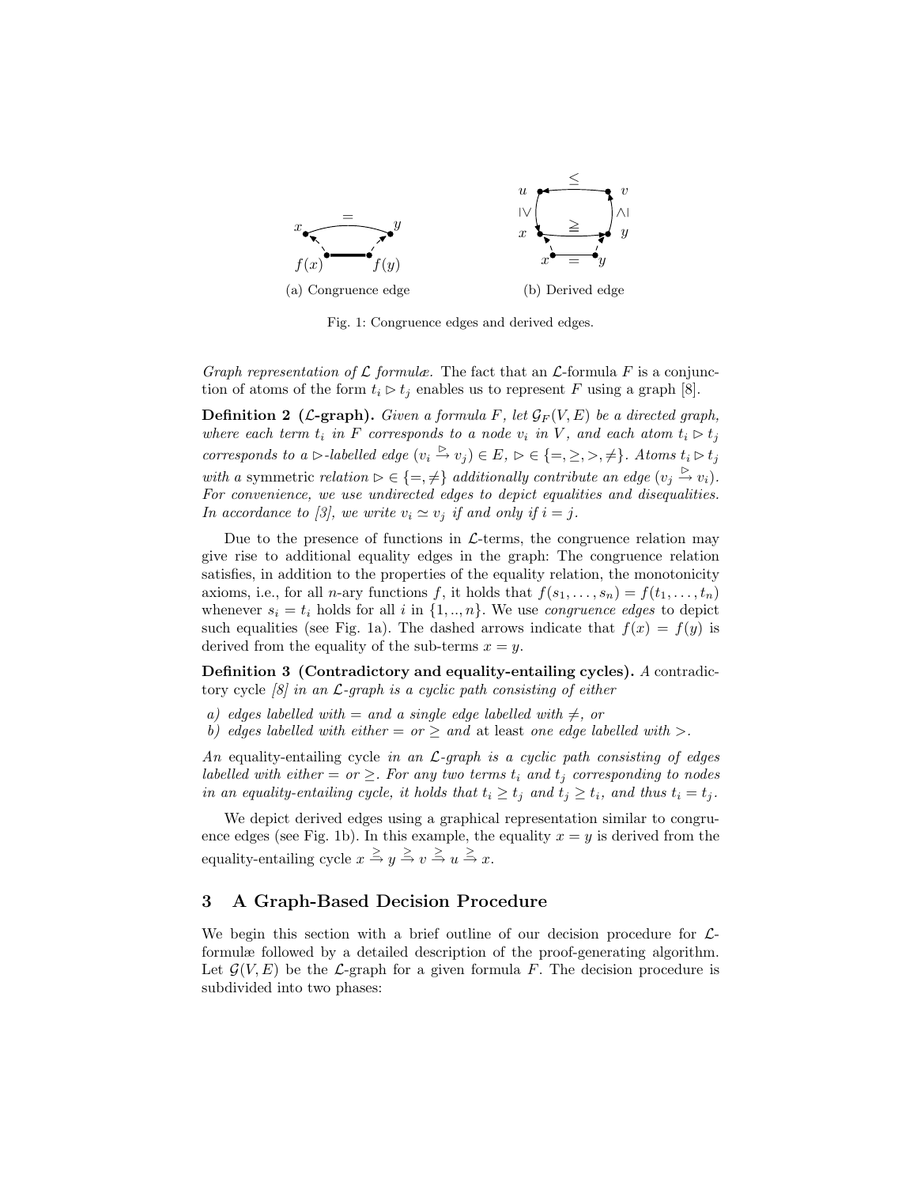(a) Congruence edge

(b) Derived edge

Fig. 1: Congruence edges and derived edges.

*Graph representation of $\mathcal{L}$ formulæ.* The fact that an $\mathcal{L}$-formula $F$ is a conjunction of atoms of the form $t_i \rhd t_j$ enables us to represent $F$ using a graph [8].

**Definition 2 ($\mathcal{L}$-graph).** *Given a formula $F$, let $\mathcal{G}_F(V, E)$ be a directed graph, where each term $t_i$ in $F$ corresponds to a node $v_i$ in $V$, and each atom $t_i \rhd t_j$ corresponds to a $\rhd$-labelled edge $(v_i \stackrel{\rhd}{\rightarrow} v_j) \in E$, $\rhd \in \{=, \geq, >, \neq\}$. Atoms $t_i \rhd t_j$ with a* symmetric *relation $\rhd \in \{=, \neq\}$ additionally contribute an edge $(v_j \stackrel{\rhd}{\rightarrow} v_i)$. For convenience, we use undirected edges to depict equalities and disequalities. In accordance to [3], we write $v_i \simeq v_j$ if and only if $i = j$.*

Due to the presence of functions in $\mathcal{L}$-terms, the congruence relation may give rise to additional equality edges in the graph: The congruence relation satisfies, in addition to the properties of the equality relation, the monotonicity axioms, i.e., for all $n$-ary functions $f$, it holds that $f(s_1, \ldots, s_n) = f(t_1, \ldots, t_n)$ whenever $s_i = t_i$ holds for all $i$ in $\{1, .., n\}$. We use *congruence edges* to depict such equalities (see Fig. 1a). The dashed arrows indicate that $f(x) = f(y)$ is derived from the equality of the sub-terms $x = y$.

**Definition 3 (Contradictory and equality-entailing cycles).** *A* contradictory cycle *[8] in an $\mathcal{L}$-graph is a cyclic path consisting of either*

*a) edges labelled with $=$ and a single edge labelled with $\neq$, or*
*b) edges labelled with either $=$ or $\geq$ and* at least *one edge labelled with $>$.*

*An* equality-entailing cycle *in an $\mathcal{L}$-graph is a cyclic path consisting of edges labelled with either $=$ or $\geq$. For any two terms $t_i$ and $t_j$ corresponding to nodes in an equality-entailing cycle, it holds that $t_i \geq t_j$ and $t_j \geq t_i$, and thus $t_i = t_j$.*

We depict derived edges using a graphical representation similar to congruence edges (see Fig. 1b). In this example, the equality $x = y$ is derived from the equality-entailing cycle $x \stackrel{\geq}{\rightarrow} y \stackrel{\geq}{\rightarrow} v \stackrel{\geq}{\rightarrow} u \stackrel{\geq}{\rightarrow} x$.

## 3 A Graph-Based Decision Procedure

We begin this section with a brief outline of our decision procedure for $\mathcal{L}$-formulæ followed by a detailed description of the proof-generating algorithm. Let $\mathcal{G}(V, E)$ be the $\mathcal{L}$-graph for a given formula $F$. The decision procedure is subdivided into two phases: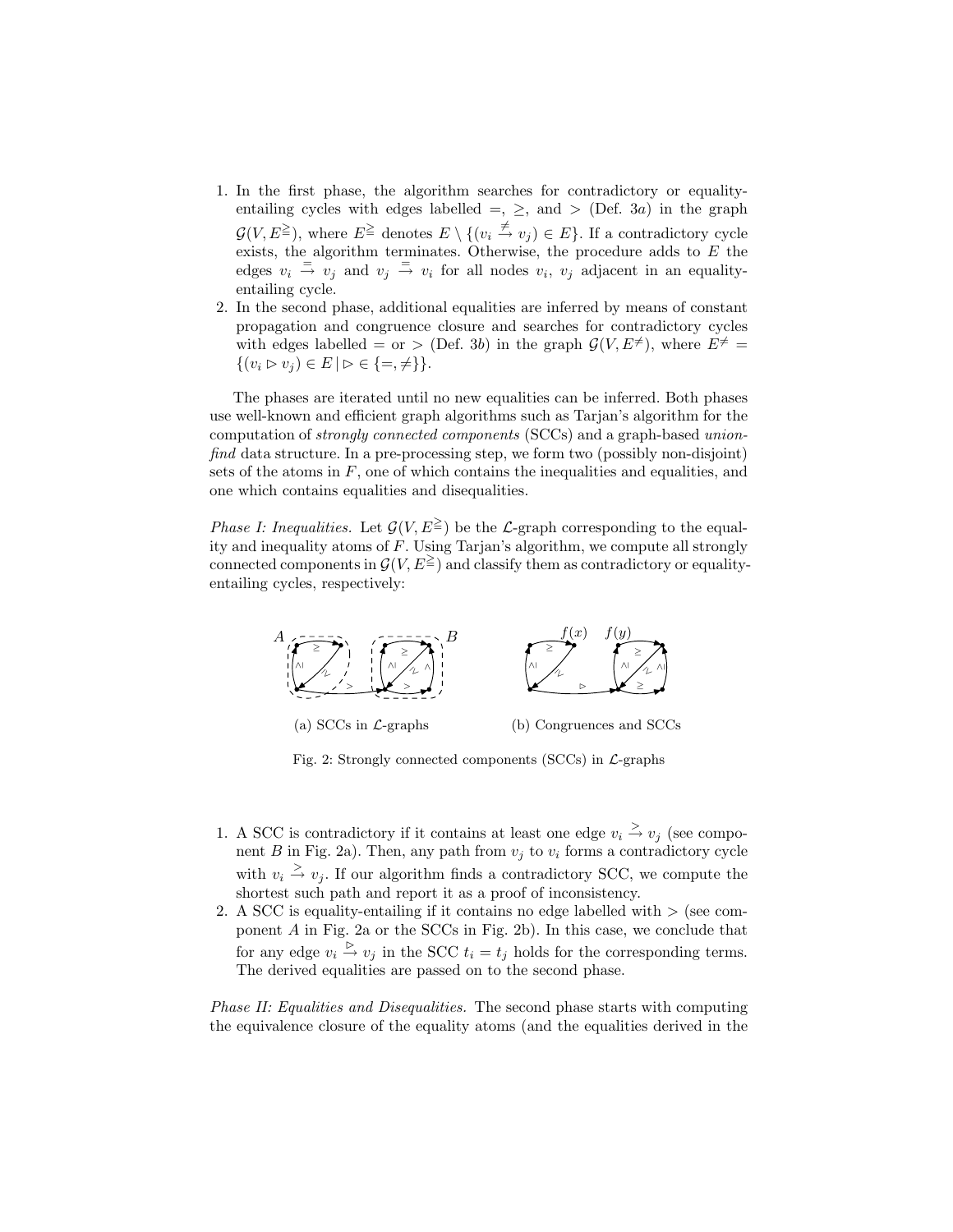1. In the first phase, the algorithm searches for contradictory or equality-entailing cycles with edges labelled $=$, $\geq$, and $>$ (Def. 3$a$) in the graph $\mathcal{G}(V, E^{\geq}_{=})$, where $E^{\geq}_{=}$ denotes $E \setminus \{(v_i \xrightarrow{\neq} v_j) \in E\}$. If a contradictory cycle exists, the algorithm terminates. Otherwise, the procedure adds to $E$ the edges $v_i \xrightarrow{=} v_j$ and $v_j \xrightarrow{=} v_i$ for all nodes $v_i$, $v_j$ adjacent in an equality-entailing cycle.
2. In the second phase, additional equalities are inferred by means of constant propagation and congruence closure and searches for contradictory cycles with edges labelled $=$ or $>$ (Def. 3$b$) in the graph $\mathcal{G}(V, E^{\neq}_{=})$, where $E^{\neq}_{=} = \{(v_i \rhd v_j) \in E \,|\, \rhd \in \{=, \neq\}\}$.

The phases are iterated until no new equalities can be inferred. Both phases use well-known and efficient graph algorithms such as Tarjan's algorithm for the computation of *strongly connected components* (SCCs) and a graph-based *union-find* data structure. In a pre-processing step, we form two (possibly non-disjoint) sets of the atoms in $F$, one of which contains the inequalities and equalities, and one which contains equalities and disequalities.

*Phase I: Inequalities.* Let $\mathcal{G}(V, E^{\geq}_{=})$ be the $\mathcal{L}$-graph corresponding to the equality and inequality atoms of $F$. Using Tarjan's algorithm, we compute all strongly connected components in $\mathcal{G}(V, E^{\geq}_{=})$ and classify them as contradictory or equality-entailing cycles, respectively:

(a) SCCs in $\mathcal{L}$-graphs (b) Congruences and SCCs

Fig. 2: Strongly connected components (SCCs) in $\mathcal{L}$-graphs

1. A SCC is contradictory if it contains at least one edge $v_i \xrightarrow{>} v_j$ (see component $B$ in Fig. 2a). Then, any path from $v_j$ to $v_i$ forms a contradictory cycle with $v_i \xrightarrow{>} v_j$. If our algorithm finds a contradictory SCC, we compute the shortest such path and report it as a proof of inconsistency.
2. A SCC is equality-entailing if it contains no edge labelled with $>$ (see component $A$ in Fig. 2a or the SCCs in Fig. 2b). In this case, we conclude that for any edge $v_i \xrightarrow{\rhd} v_j$ in the SCC $t_i = t_j$ holds for the corresponding terms. The derived equalities are passed on to the second phase.

*Phase II: Equalities and Disequalities.* The second phase starts with computing the equivalence closure of the equality atoms (and the equalities derived in the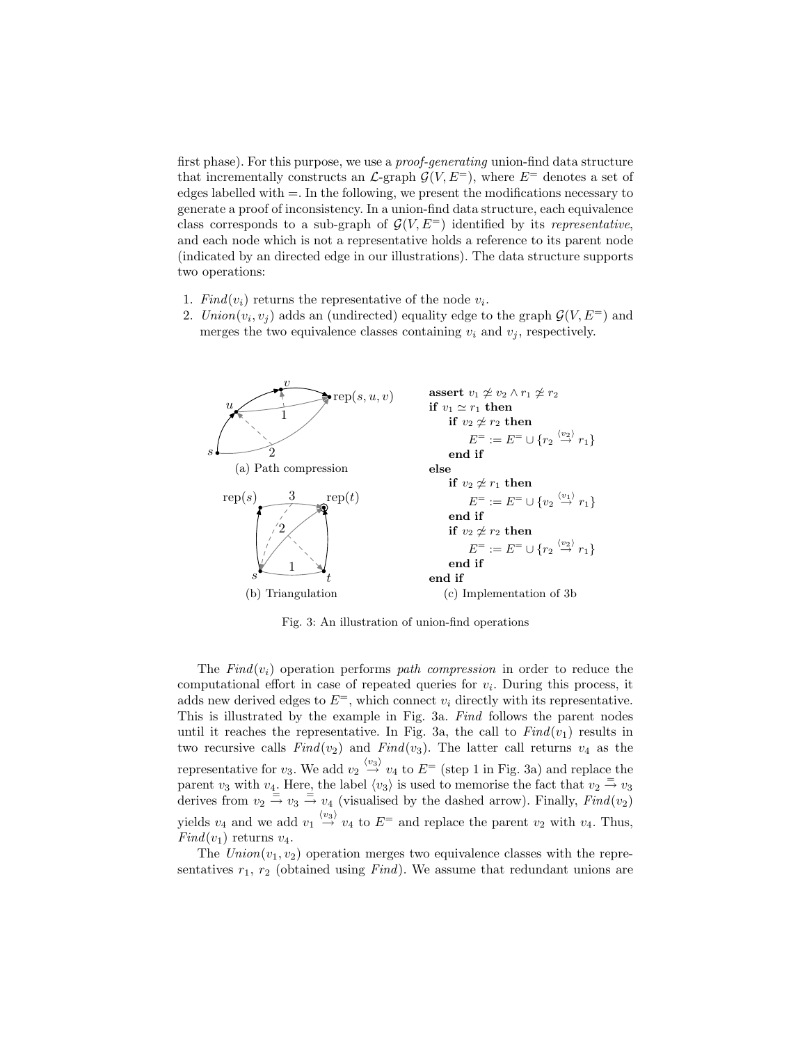first phase). For this purpose, we use a *proof-generating* union-find data structure that incrementally constructs an $\mathcal{L}$-graph $\mathcal{G}(V, E^=)$, where $E^=$ denotes a set of edges labelled with $=$. In the following, we present the modifications necessary to generate a proof of inconsistency. In a union-find data structure, each equivalence class corresponds to a sub-graph of $\mathcal{G}(V, E^=)$ identified by its *representative*, and each node which is not a representative holds a reference to its parent node (indicated by an directed edge in our illustrations). The data structure supports two operations:

1. $\mathit{Find}(v_i)$ returns the representative of the node $v_i$.
2. $\mathit{Union}(v_i, v_j)$ adds an (undirected) equality edge to the graph $\mathcal{G}(V, E^=)$ and merges the two equivalence classes containing $v_i$ and $v_j$, respectively.

(a) Path compression

(b) Triangulation

```
assert v1 ≄ v2 ∧ r1 ≄ r2
if v1 ≃ r1 then
    if v2 ≄ r2 then
        E= := E= ∪ {r2 →⟨v2⟩ r1}
    end if
else
    if v2 ≄ r1 then
        E= := E= ∪ {v2 →⟨v1⟩ r1}
    end if
    if v2 ≄ r2 then
        E= := E= ∪ {r2 →⟨v2⟩ r1}
    end if
end if
```

(c) Implementation of 3b

Fig. 3: An illustration of union-find operations

The $\mathit{Find}(v_i)$ operation performs *path compression* in order to reduce the computational effort in case of repeated queries for $v_i$. During this process, it adds new derived edges to $E^=$, which connect $v_i$ directly with its representative. This is illustrated by the example in Fig. 3a. *Find* follows the parent nodes until it reaches the representative. In Fig. 3a, the call to $\mathit{Find}(v_1)$ results in two recursive calls $\mathit{Find}(v_2)$ and $\mathit{Find}(v_3)$. The latter call returns $v_4$ as the representative for $v_3$. We add $v_2 \overset{\langle v_3 \rangle}{\rightarrow} v_4$ to $E^=$ (step 1 in Fig. 3a) and replace the parent $v_3$ with $v_4$. Here, the label $\langle v_3 \rangle$ is used to memorise the fact that $v_2 \overset{=}{\rightarrow} v_3$ derives from $v_2 \overset{=}{\rightarrow} v_3 \overset{=}{\rightarrow} v_4$ (visualised by the dashed arrow). Finally, $\mathit{Find}(v_2)$ yields $v_4$ and we add $v_1 \overset{\langle v_3 \rangle}{\rightarrow} v_4$ to $E^=$ and replace the parent $v_2$ with $v_4$. Thus, $\mathit{Find}(v_1)$ returns $v_4$.

The $\mathit{Union}(v_1, v_2)$ operation merges two equivalence classes with the representatives $r_1$, $r_2$ (obtained using *Find*). We assume that redundant unions are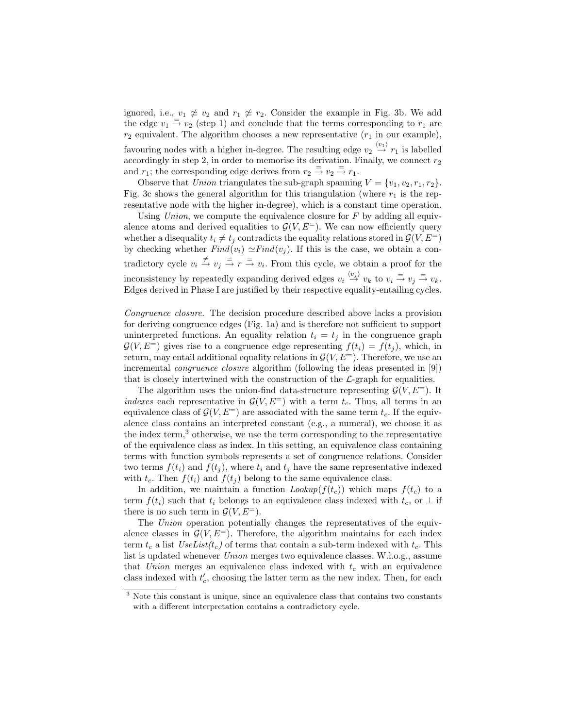ignored, i.e., $v_1 \not\simeq v_2$ and $r_1 \not\simeq r_2$. Consider the example in Fig. 3b. We add the edge $v_1 \stackrel{=}{\rightarrow} v_2$ (step 1) and conclude that the terms corresponding to $r_1$ are $r_2$ equivalent. The algorithm chooses a new representative ($r_1$ in our example), favouring nodes with a higher in-degree. The resulting edge $v_2 \stackrel{\langle v_1 \rangle}{\rightarrow} r_1$ is labelled accordingly in step 2, in order to memorise its derivation. Finally, we connect $r_2$ and $r_1$; the corresponding edge derives from $r_2 \stackrel{=}{\rightarrow} v_2 \stackrel{=}{\rightarrow} r_1$.

Observe that *Union* triangulates the sub-graph spanning $V = \{v_1, v_2, r_1, r_2\}$. Fig. 3c shows the general algorithm for this triangulation (where $r_1$ is the representative node with the higher in-degree), which is a constant time operation.

Using *Union*, we compute the equivalence closure for $F$ by adding all equivalence atoms and derived equalities to $\mathcal{G}(V, E^=)$. We can now efficiently query whether a disequality $t_i \neq t_j$ contradicts the equality relations stored in $\mathcal{G}(V, E^=)$ by checking whether $Find(v_i) \simeq Find(v_j)$. If this is the case, we obtain a contradictory cycle $v_i \stackrel{\neq}{\rightarrow} v_j \stackrel{=}{\rightarrow} r \stackrel{=}{\rightarrow} v_i$. From this cycle, we obtain a proof for the inconsistency by repeatedly expanding derived edges $v_i \stackrel{\langle v_j \rangle}{\rightarrow} v_k$ to $v_i \stackrel{=}{\rightarrow} v_j \stackrel{=}{\rightarrow} v_k$. Edges derived in Phase I are justified by their respective equality-entailing cycles.

*Congruence closure.* The decision procedure described above lacks a provision for deriving congruence edges (Fig. 1a) and is therefore not sufficient to support uninterpreted functions. An equality relation $t_i = t_j$ in the congruence graph $\mathcal{G}(V, E^=)$ gives rise to a congruence edge representing $f(t_i) = f(t_j)$, which, in return, may entail additional equality relations in $\mathcal{G}(V, E^=)$. Therefore, we use an incremental *congruence closure* algorithm (following the ideas presented in [9]) that is closely intertwined with the construction of the $\mathcal{L}$-graph for equalities.

The algorithm uses the union-find data-structure representing $\mathcal{G}(V, E^=)$. It *indexes* each representative in $\mathcal{G}(V, E^=)$ with a term $t_c$. Thus, all terms in an equivalence class of $\mathcal{G}(V, E^=)$ are associated with the same term $t_c$. If the equivalence class contains an interpreted constant (e.g., a numeral), we choose it as the index term,[3] otherwise, we use the term corresponding to the representative of the equivalence class as index. In this setting, an equivalence class containing terms with function symbols represents a set of congruence relations. Consider two terms $f(t_i)$ and $f(t_j)$, where $t_i$ and $t_j$ have the same representative indexed with $t_c$. Then $f(t_i)$ and $f(t_j)$ belong to the same equivalence class.

In addition, we maintain a function $Lookup(f(t_c))$ which maps $f(t_c)$ to a term $f(t_i)$ such that $t_i$ belongs to an equivalence class indexed with $t_c$, or $\perp$ if there is no such term in $\mathcal{G}(V, E^=)$.

The *Union* operation potentially changes the representatives of the equivalence classes in $\mathcal{G}(V, E^=)$. Therefore, the algorithm maintains for each index term $t_c$ a list *UseList*($t_c$) of terms that contain a sub-term indexed with $t_c$. This list is updated whenever *Union* merges two equivalence classes. W.l.o.g., assume that *Union* merges an equivalence class indexed with $t_c$ with an equivalence class indexed with $t'_c$, choosing the latter term as the new index. Then, for each

[3] Note this constant is unique, since an equivalence class that contains two constants with a different interpretation contains a contradictory cycle.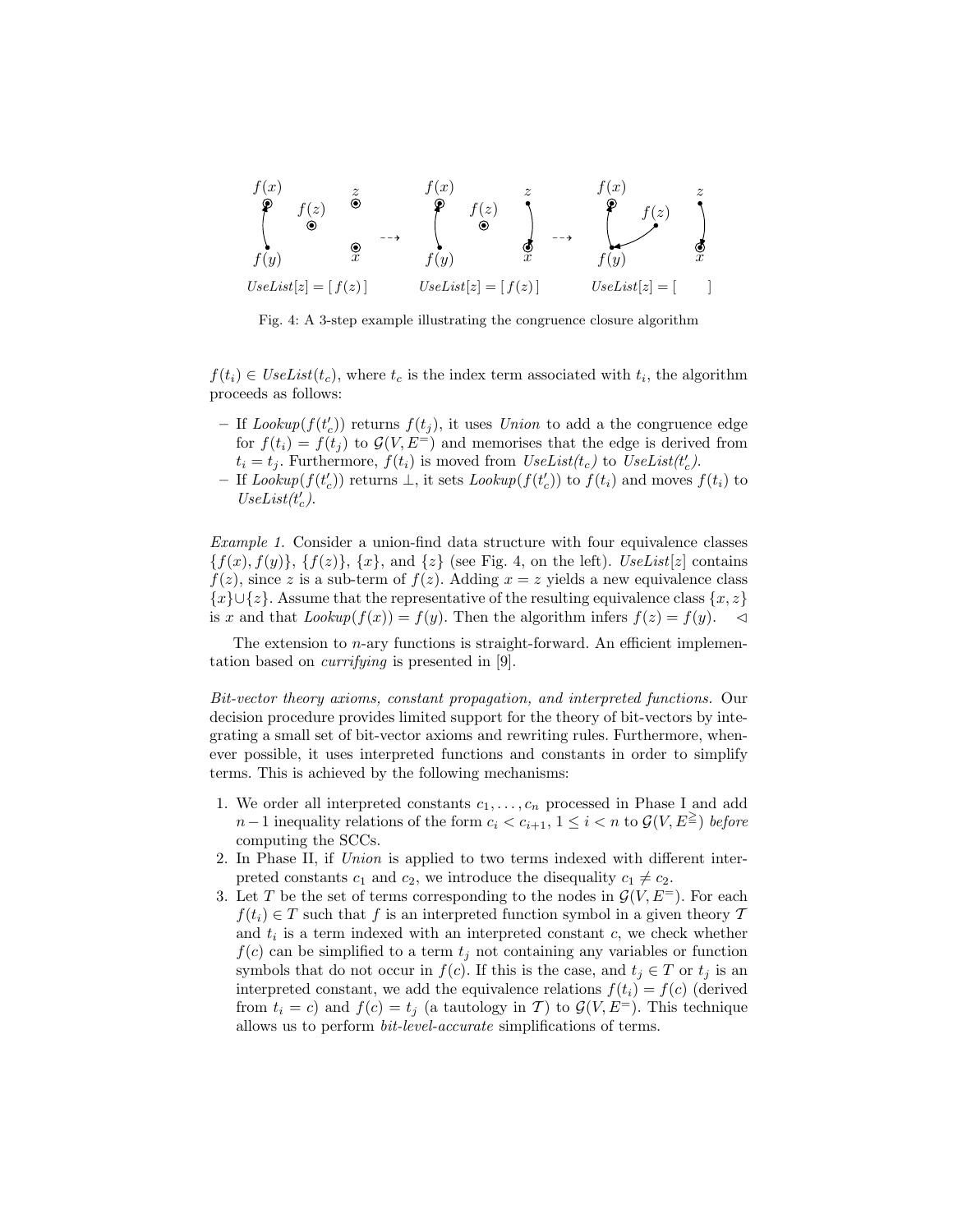Fig. 4: A 3-step example illustrating the congruence closure algorithm

$f(t_i) \in UseList(t_c)$, where $t_c$ is the index term associated with $t_i$, the algorithm proceeds as follows:

- If $Lookup(f(t'_c))$ returns $f(t_j)$, it uses *Union* to add a the congruence edge for $f(t_i) = f(t_j)$ to $\mathcal{G}(V, E^{=})$ and memorises that the edge is derived from $t_i = t_j$. Furthermore, $f(t_i)$ is moved from $UseList(t_c)$ to $UseList(t'_c)$.
- If $Lookup(f(t'_c))$ returns $\perp$, it sets $Lookup(f(t'_c))$ to $f(t_i)$ and moves $f(t_i)$ to $UseList(t'_c)$.

*Example 1.* Consider a union-find data structure with four equivalence classes $\{f(x), f(y)\}$, $\{f(z)\}$, $\{x\}$, and $\{z\}$ (see Fig. 4, on the left). $UseList[z]$ contains $f(z)$, since $z$ is a sub-term of $f(z)$. Adding $x = z$ yields a new equivalence class $\{x\} \cup \{z\}$. Assume that the representative of the resulting equivalence class $\{x, z\}$ is $x$ and that $Lookup(f(x)) = f(y)$. Then the algorithm infers $f(z) = f(y)$. ◁

The extension to $n$-ary functions is straight-forward. An efficient implementation based on *currifying* is presented in [9].

*Bit-vector theory axioms, constant propagation, and interpreted functions.* Our decision procedure provides limited support for the theory of bit-vectors by integrating a small set of bit-vector axioms and rewriting rules. Furthermore, whenever possible, it uses interpreted functions and constants in order to simplify terms. This is achieved by the following mechanisms:

1. We order all interpreted constants $c_1, \ldots, c_n$ processed in Phase I and add $n-1$ inequality relations of the form $c_i < c_{i+1}$, $1 \leq i < n$ to $\mathcal{G}(V, E^{\overset{\geq}{=}})$ *before* computing the SCCs.
2. In Phase II, if *Union* is applied to two terms indexed with different interpreted constants $c_1$ and $c_2$, we introduce the disequality $c_1 \neq c_2$.
3. Let $T$ be the set of terms corresponding to the nodes in $\mathcal{G}(V, E^{=})$. For each $f(t_i) \in T$ such that $f$ is an interpreted function symbol in a given theory $\mathcal{T}$ and $t_i$ is a term indexed with an interpreted constant $c$, we check whether $f(c)$ can be simplified to a term $t_j$ not containing any variables or function symbols that do not occur in $f(c)$. If this is the case, and $t_j \in T$ or $t_j$ is an interpreted constant, we add the equivalence relations $f(t_i) = f(c)$ (derived from $t_i = c$) and $f(c) = t_j$ (a tautology in $\mathcal{T}$) to $\mathcal{G}(V, E^{=})$. This technique allows us to perform *bit-level-accurate* simplifications of terms.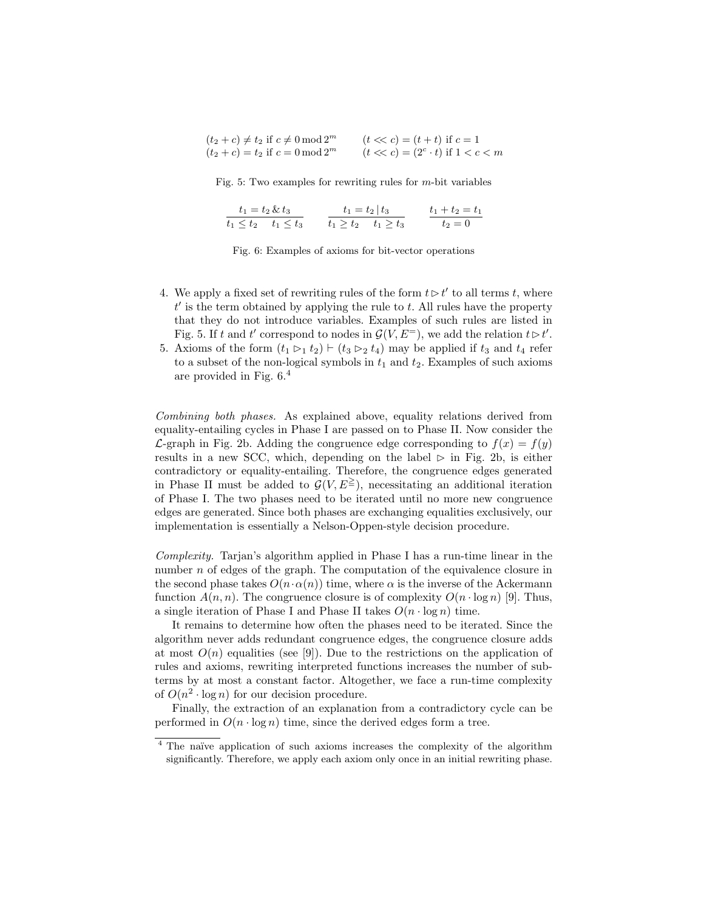$$(t_2 + c) \neq t_2 \text{ if } c \neq 0 \bmod 2^m \qquad (t << c) = (t + t) \text{ if } c = 1$$
$$(t_2 + c) = t_2 \text{ if } c = 0 \bmod 2^m \qquad (t << c) = (2^c \cdot t) \text{ if } 1 < c < m$$

Fig. 5: Two examples for rewriting rules for $m$-bit variables

$$\frac{t_1 = t_2 \,\&\, t_3}{t_1 \leq t_2 \quad t_1 \leq t_3} \qquad \frac{t_1 = t_2 \,|\, t_3}{t_1 \geq t_2 \quad t_1 \geq t_3} \qquad \frac{t_1 + t_2 = t_1}{t_2 = 0}$$

Fig. 6: Examples of axioms for bit-vector operations

4. We apply a fixed set of rewriting rules of the form $t \rhd t'$ to all terms $t$, where $t'$ is the term obtained by applying the rule to $t$. All rules have the property that they do not introduce variables. Examples of such rules are listed in Fig. 5. If $t$ and $t'$ correspond to nodes in $\mathcal{G}(V, E^{=})$, we add the relation $t \rhd t'$.
5. Axioms of the form $(t_1 \rhd_1 t_2) \vdash (t_3 \rhd_2 t_4)$ may be applied if $t_3$ and $t_4$ refer to a subset of the non-logical symbols in $t_1$ and $t_2$. Examples of such axioms are provided in Fig. 6.[4]

*Combining both phases.* As explained above, equality relations derived from equality-entailing cycles in Phase I are passed on to Phase II. Now consider the $\mathcal{L}$-graph in Fig. 2b. Adding the congruence edge corresponding to $f(x) = f(y)$ results in a new SCC, which, depending on the label $\rhd$ in Fig. 2b, is either contradictory or equality-entailing. Therefore, the congruence edges generated in Phase II must be added to $\mathcal{G}(V, E^{\gtreqless})$, necessitating an additional iteration of Phase I. The two phases need to be iterated until no more new congruence edges are generated. Since both phases are exchanging equalities exclusively, our implementation is essentially a Nelson-Oppen-style decision procedure.

*Complexity.* Tarjan's algorithm applied in Phase I has a run-time linear in the number $n$ of edges of the graph. The computation of the equivalence closure in the second phase takes $O(n \cdot \alpha(n))$ time, where $\alpha$ is the inverse of the Ackermann function $A(n, n)$. The congruence closure is of complexity $O(n \cdot \log n)$ [9]. Thus, a single iteration of Phase I and Phase II takes $O(n \cdot \log n)$ time.

It remains to determine how often the phases need to be iterated. Since the algorithm never adds redundant congruence edges, the congruence closure adds at most $O(n)$ equalities (see [9]). Due to the restrictions on the application of rules and axioms, rewriting interpreted functions increases the number of subterms by at most a constant factor. Altogether, we face a run-time complexity of $O(n^2 \cdot \log n)$ for our decision procedure.

Finally, the extraction of an explanation from a contradictory cycle can be performed in $O(n \cdot \log n)$ time, since the derived edges form a tree.

[4] The naïve application of such axioms increases the complexity of the algorithm significantly. Therefore, we apply each axiom only once in an initial rewriting phase.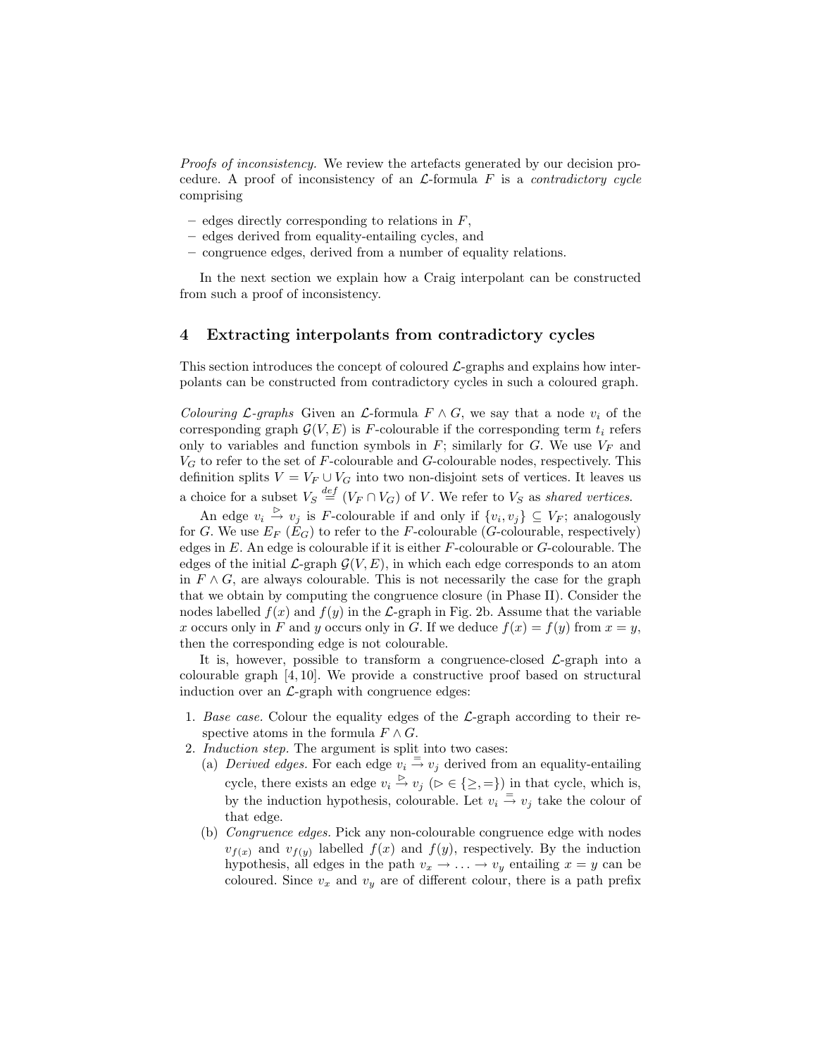*Proofs of inconsistency.* We review the artefacts generated by our decision procedure. A proof of inconsistency of an $\mathcal{L}$-formula $F$ is a *contradictory cycle* comprising

- edges directly corresponding to relations in $F$,
- edges derived from equality-entailing cycles, and
- congruence edges, derived from a number of equality relations.

In the next section we explain how a Craig interpolant can be constructed from such a proof of inconsistency.

## 4 Extracting interpolants from contradictory cycles

This section introduces the concept of coloured $\mathcal{L}$-graphs and explains how interpolants can be constructed from contradictory cycles in such a coloured graph.

*Colouring $\mathcal{L}$-graphs* Given an $\mathcal{L}$-formula $F \wedge G$, we say that a node $v_i$ of the corresponding graph $\mathcal{G}(V, E)$ is $F$-colourable if the corresponding term $t_i$ refers only to variables and function symbols in $F$; similarly for $G$. We use $V_F$ and $V_G$ to refer to the set of $F$-colourable and $G$-colourable nodes, respectively. This definition splits $V = V_F \cup V_G$ into two non-disjoint sets of vertices. It leaves us a choice for a subset $V_S \stackrel{def}{=} (V_F \cap V_G)$ of $V$. We refer to $V_S$ as *shared vertices*.

An edge $v_i \stackrel{\triangleright}{\to} v_j$ is $F$-colourable if and only if $\{v_i, v_j\} \subseteq V_F$; analogously for $G$. We use $E_F$ ($E_G$) to refer to the $F$-colourable ($G$-colourable, respectively) edges in $E$. An edge is colourable if it is either $F$-colourable or $G$-colourable. The edges of the initial $\mathcal{L}$-graph $\mathcal{G}(V, E)$, in which each edge corresponds to an atom in $F \wedge G$, are always colourable. This is not necessarily the case for the graph that we obtain by computing the congruence closure (in Phase II). Consider the nodes labelled $f(x)$ and $f(y)$ in the $\mathcal{L}$-graph in Fig. 2b. Assume that the variable $x$ occurs only in $F$ and $y$ occurs only in $G$. If we deduce $f(x) = f(y)$ from $x = y$, then the corresponding edge is not colourable.

It is, however, possible to transform a congruence-closed $\mathcal{L}$-graph into a colourable graph [4, 10]. We provide a constructive proof based on structural induction over an $\mathcal{L}$-graph with congruence edges:

1. *Base case.* Colour the equality edges of the $\mathcal{L}$-graph according to their respective atoms in the formula $F \wedge G$.
2. *Induction step.* The argument is split into two cases:
   (a) *Derived edges.* For each edge $v_i \stackrel{=}{\to} v_j$ derived from an equality-entailing cycle, there exists an edge $v_i \stackrel{\triangleright}{\to} v_j$ ($\triangleright \in \{\geq, =\}$) in that cycle, which is, by the induction hypothesis, colourable. Let $v_i \stackrel{=}{\to} v_j$ take the colour of that edge.
   (b) *Congruence edges.* Pick any non-colourable congruence edge with nodes $v_{f(x)}$ and $v_{f(y)}$ labelled $f(x)$ and $f(y)$, respectively. By the induction hypothesis, all edges in the path $v_x \to \ldots \to v_y$ entailing $x = y$ can be coloured. Since $v_x$ and $v_y$ are of different colour, there is a path prefix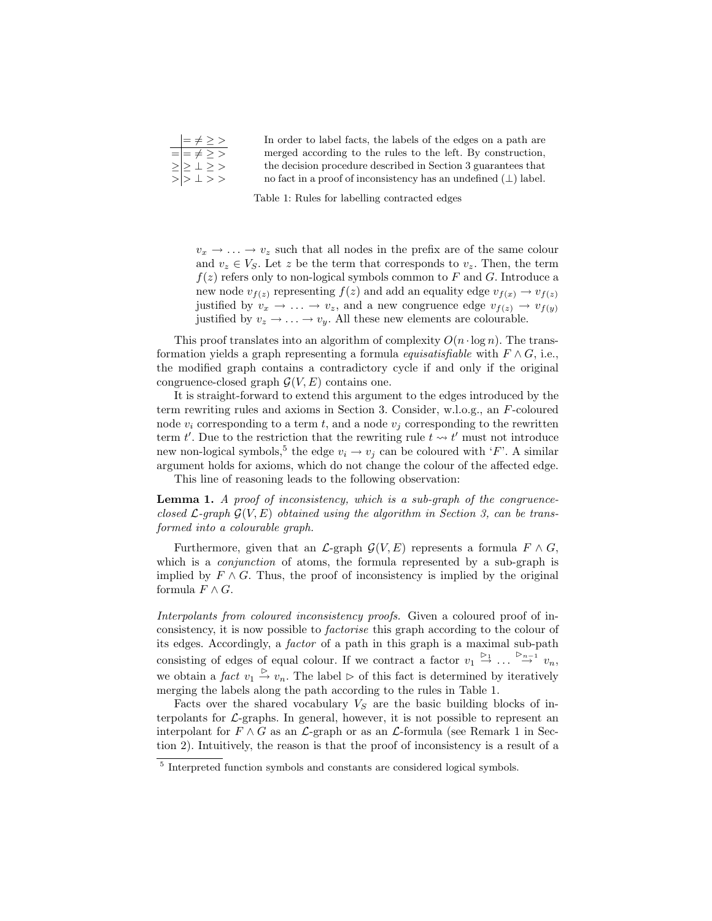|  | $=$ | $\neq$ | $\geq$ | $>$ |
|---|---|---|---|---|
| $=$ | $=$ | $\neq$ | $\geq$ | $>$ |
| $\geq$ | $\geq$ | $\perp$ | $\geq$ | $>$ |
| $>$ | $>$ | $\perp$ | $>$ | $>$ |

In order to label facts, the labels of the edges on a path are merged according to the rules to the left. By construction, the decision procedure described in Section 3 guarantees that no fact in a proof of inconsistency has an undefined ($\perp$) label.

Table 1: Rules for labelling contracted edges

$v_x \rightarrow \ldots \rightarrow v_z$ such that all nodes in the prefix are of the same colour and $v_z \in V_S$. Let $z$ be the term that corresponds to $v_z$. Then, the term $f(z)$ refers only to non-logical symbols common to $F$ and $G$. Introduce a new node $v_{f(z)}$ representing $f(z)$ and add an equality edge $v_{f(x)} \rightarrow v_{f(z)}$ justified by $v_x \rightarrow \ldots \rightarrow v_z$, and a new congruence edge $v_{f(z)} \rightarrow v_{f(y)}$ justified by $v_z \rightarrow \ldots \rightarrow v_y$. All these new elements are colourable.

This proof translates into an algorithm of complexity $O(n \cdot \log n)$. The transformation yields a graph representing a formula *equisatisfiable* with $F \wedge G$, i.e., the modified graph contains a contradictory cycle if and only if the original congruence-closed graph $\mathcal{G}(V, E)$ contains one.

It is straight-forward to extend this argument to the edges introduced by the term rewriting rules and axioms in Section 3. Consider, w.l.o.g., an $F$-coloured node $v_i$ corresponding to a term $t$, and a node $v_j$ corresponding to the rewritten term $t'$. Due to the restriction that the rewriting rule $t \rightsquigarrow t'$ must not introduce new non-logical symbols,[5] the edge $v_i \rightarrow v_j$ can be coloured with '$F$'. A similar argument holds for axioms, which do not change the colour of the affected edge.

This line of reasoning leads to the following observation:

**Lemma 1.** *A proof of inconsistency, which is a sub-graph of the congruence-closed $\mathcal{L}$-graph $\mathcal{G}(V, E)$ obtained using the algorithm in Section 3, can be transformed into a colourable graph.*

Furthermore, given that an $\mathcal{L}$-graph $\mathcal{G}(V, E)$ represents a formula $F \wedge G$, which is a *conjunction* of atoms, the formula represented by a sub-graph is implied by $F \wedge G$. Thus, the proof of inconsistency is implied by the original formula $F \wedge G$.

*Interpolants from coloured inconsistency proofs.* Given a coloured proof of inconsistency, it is now possible to *factorise* this graph according to the colour of its edges. Accordingly, a *factor* of a path in this graph is a maximal sub-path consisting of edges of equal colour. If we contract a factor $v_1 \stackrel{\rhd_1}{\rightarrow} \ldots \stackrel{\rhd_{n-1}}{\rightarrow} v_n$, we obtain a *fact* $v_1 \stackrel{\rhd}{\rightarrow} v_n$. The label $\rhd$ of this fact is determined by iteratively merging the labels along the path according to the rules in Table 1.

Facts over the shared vocabulary $V_S$ are the basic building blocks of interpolants for $\mathcal{L}$-graphs. In general, however, it is not possible to represent an interpolant for $F \wedge G$ as an $\mathcal{L}$-graph or as an $\mathcal{L}$-formula (see Remark 1 in Section 2). Intuitively, the reason is that the proof of inconsistency is a result of a

[5] Interpreted function symbols and constants are considered logical symbols.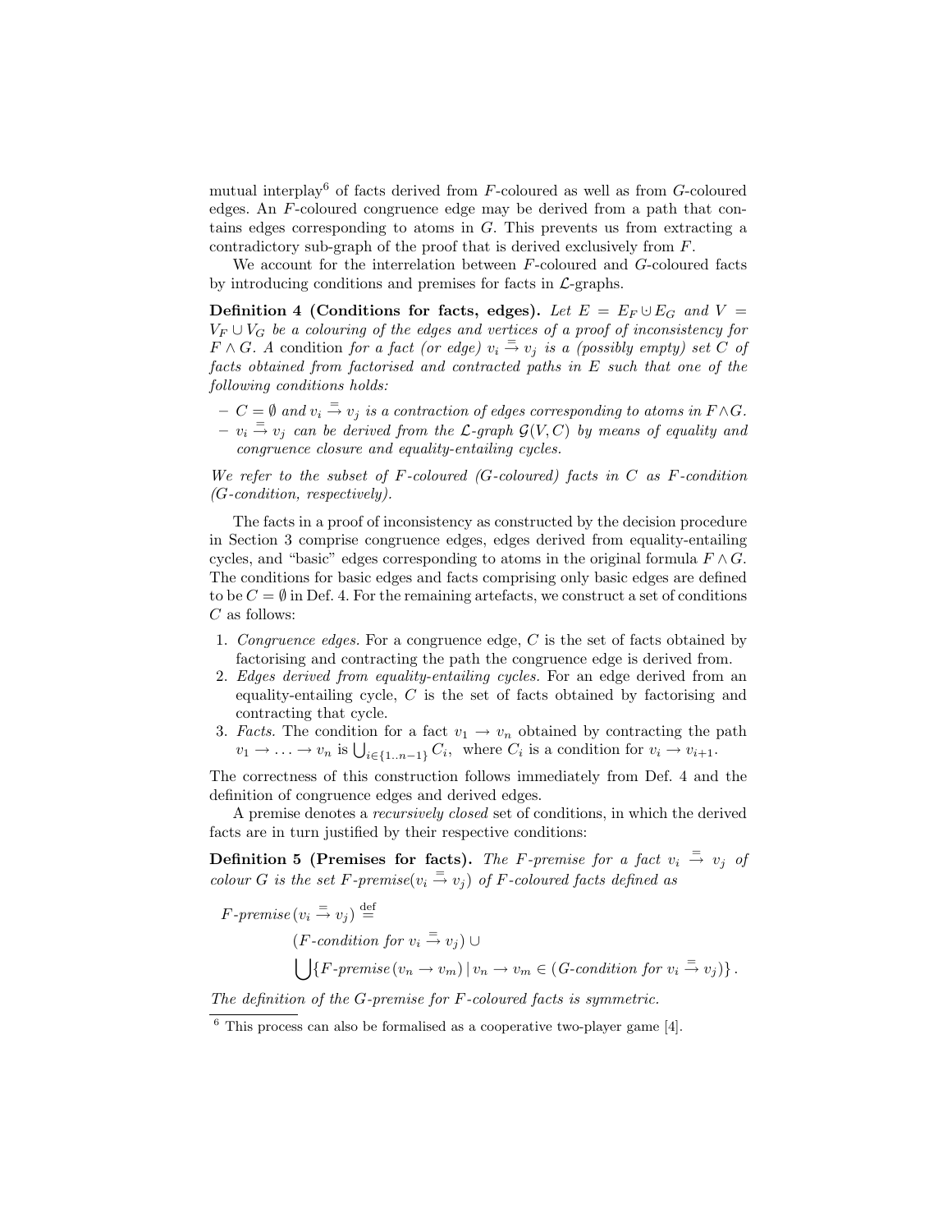mutual interplay[6] of facts derived from $F$-coloured as well as from $G$-coloured edges. An $F$-coloured congruence edge may be derived from a path that contains edges corresponding to atoms in $G$. This prevents us from extracting a contradictory sub-graph of the proof that is derived exclusively from $F$.

We account for the interrelation between $F$-coloured and $G$-coloured facts by introducing conditions and premises for facts in $\mathcal{L}$-graphs.

**Definition 4 (Conditions for facts, edges).** *Let $E = E_F \cup E_G$ and $V = V_F \cup V_G$ be a colouring of the edges and vertices of a proof of inconsistency for $F \wedge G$. A* condition *for a fact (or edge) $v_i \stackrel{=}{\to} v_j$ is a (possibly empty) set $C$ of facts obtained from factorised and contracted paths in $E$ such that one of the following conditions holds:*

- *$C = \emptyset$ and $v_i \stackrel{=}{\to} v_j$ is a contraction of edges corresponding to atoms in $F \wedge G$.*
- *$v_i \stackrel{=}{\to} v_j$ can be derived from the $\mathcal{L}$-graph $\mathcal{G}(V, C)$ by means of equality and congruence closure and equality-entailing cycles.*

*We refer to the subset of $F$-coloured ($G$-coloured) facts in $C$ as $F$-condition ($G$-condition, respectively).*

The facts in a proof of inconsistency as constructed by the decision procedure in Section 3 comprise congruence edges, edges derived from equality-entailing cycles, and "basic" edges corresponding to atoms in the original formula $F \wedge G$. The conditions for basic edges and facts comprising only basic edges are defined to be $C = \emptyset$ in Def. 4. For the remaining artefacts, we construct a set of conditions $C$ as follows:

1. *Congruence edges.* For a congruence edge, $C$ is the set of facts obtained by factorising and contracting the path the congruence edge is derived from.
2. *Edges derived from equality-entailing cycles.* For an edge derived from an equality-entailing cycle, $C$ is the set of facts obtained by factorising and contracting that cycle.
3. *Facts.* The condition for a fact $v_1 \to v_n$ obtained by contracting the path $v_1 \to \ldots \to v_n$ is $\bigcup_{i \in \{1..n-1\}} C_i$, where $C_i$ is a condition for $v_i \to v_{i+1}$.

The correctness of this construction follows immediately from Def. 4 and the definition of congruence edges and derived edges.

A premise denotes a *recursively closed* set of conditions, in which the derived facts are in turn justified by their respective conditions:

**Definition 5 (Premises for facts).** *The $F$-premise for a fact $v_i \stackrel{=}{\to} v_j$ of colour $G$ is the set $F$-premise$(v_i \stackrel{=}{\to} v_j)$ of $F$-coloured facts defined as*

$$
\begin{aligned}
&F\text{-}premise\,(v_i \stackrel{=}{\to} v_j) \stackrel{\text{def}}{=} \\
&\qquad (F\text{-}condition\ for\ v_i \stackrel{=}{\to} v_j) \cup \\
&\qquad \bigcup \{F\text{-}premise\,(v_n \to v_m) \mid v_n \to v_m \in (G\text{-}condition\ for\ v_i \stackrel{=}{\to} v_j)\}\,.
\end{aligned}
$$

*The definition of the $G$-premise for $F$-coloured facts is symmetric.*

[6] This process can also be formalised as a cooperative two-player game [4].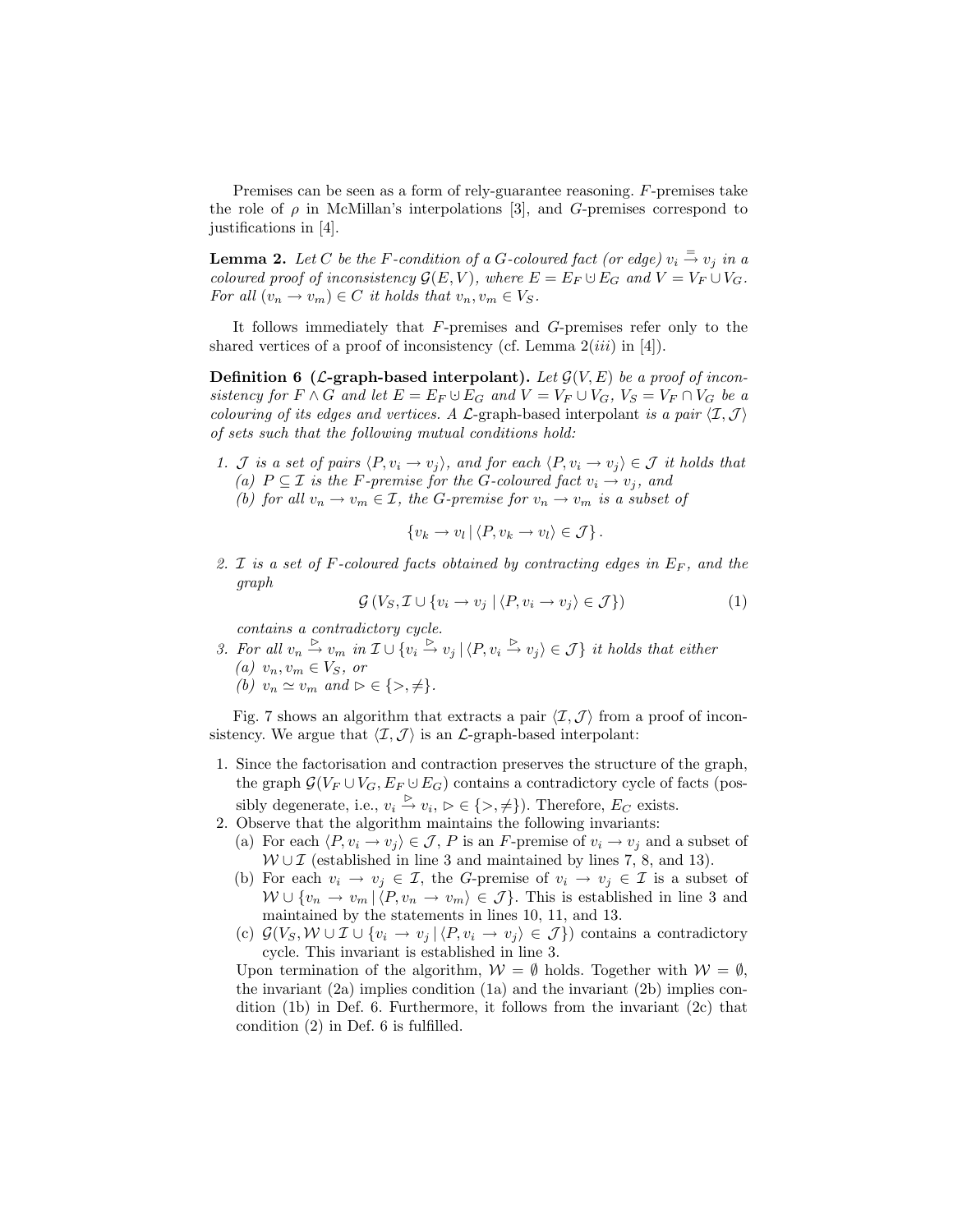Premises can be seen as a form of rely-guarantee reasoning. $F$-premises take the role of $\rho$ in McMillan's interpolations [3], and $G$-premises correspond to justifications in [4].

**Lemma 2.** *Let $C$ be the $F$-condition of a $G$-coloured fact (or edge) $v_i \xrightarrow{=} v_j$ in a coloured proof of inconsistency $\mathcal{G}(E, V)$, where $E = E_F \uplus E_G$ and $V = V_F \cup V_G$. For all $(v_n \rightarrow v_m) \in C$ it holds that $v_n, v_m \in V_S$.*

It follows immediately that $F$-premises and $G$-premises refer only to the shared vertices of a proof of inconsistency (cf. Lemma 2($iii$) in [4]).

**Definition 6 ($\mathcal{L}$-graph-based interpolant).** *Let $\mathcal{G}(V, E)$ be a proof of inconsistency for $F \wedge G$ and let $E = E_F \uplus E_G$ and $V = V_F \cup V_G$, $V_S = V_F \cap V_G$ be a colouring of its edges and vertices. A $\mathcal{L}$-graph-based interpolant is a pair $\langle \mathcal{I}, \mathcal{J} \rangle$ of sets such that the following mutual conditions hold:*

1. *$\mathcal{J}$ is a set of pairs $\langle P, v_i \rightarrow v_j \rangle$, and for each $\langle P, v_i \rightarrow v_j \rangle \in \mathcal{J}$ it holds that*
   *(a) $P \subseteq \mathcal{I}$ is the $F$-premise for the $G$-coloured fact $v_i \rightarrow v_j$, and*
   *(b) for all $v_n \rightarrow v_m \in \mathcal{I}$, the $G$-premise for $v_n \rightarrow v_m$ is a subset of*
   $$\{v_k \rightarrow v_l \mid \langle P, v_k \rightarrow v_l \rangle \in \mathcal{J}\}.$$
2. *$\mathcal{I}$ is a set of $F$-coloured facts obtained by contracting edges in $E_F$, and the graph*
   $$\mathcal{G}\left(V_S, \mathcal{I} \cup \{v_i \rightarrow v_j \mid \langle P, v_i \rightarrow v_j \rangle \in \mathcal{J}\}\right) \tag{1}$$
   *contains a contradictory cycle.*
3. *For all $v_n \xrightarrow{\rhd} v_m$ in $\mathcal{I} \cup \{v_i \xrightarrow{\rhd} v_j \mid \langle P, v_i \xrightarrow{\rhd} v_j \rangle \in \mathcal{J}\}$ it holds that either*
   *(a) $v_n, v_m \in V_S$, or*
   *(b) $v_n \simeq v_m$ and $\rhd \in \{>, \neq\}$.*

Fig. 7 shows an algorithm that extracts a pair $\langle \mathcal{I}, \mathcal{J} \rangle$ from a proof of inconsistency. We argue that $\langle \mathcal{I}, \mathcal{J} \rangle$ is an $\mathcal{L}$-graph-based interpolant:

1. Since the factorisation and contraction preserves the structure of the graph, the graph $\mathcal{G}(V_F \cup V_G, E_F \uplus E_G)$ contains a contradictory cycle of facts (possibly degenerate, i.e., $v_i \xrightarrow{\rhd} v_i$, $\rhd \in \{>, \neq\}$). Therefore, $E_C$ exists.
2. Observe that the algorithm maintains the following invariants:
   (a) For each $\langle P, v_i \rightarrow v_j \rangle \in \mathcal{J}$, $P$ is an $F$-premise of $v_i \rightarrow v_j$ and a subset of $\mathcal{W} \cup \mathcal{I}$ (established in line 3 and maintained by lines 7, 8, and 13).
   (b) For each $v_i \rightarrow v_j \in \mathcal{I}$, the $G$-premise of $v_i \rightarrow v_j \in \mathcal{I}$ is a subset of $\mathcal{W} \cup \{v_n \rightarrow v_m \mid \langle P, v_n \rightarrow v_m \rangle \in \mathcal{J}\}$. This is established in line 3 and maintained by the statements in lines 10, 11, and 13.
   (c) $\mathcal{G}(V_S, \mathcal{W} \cup \mathcal{I} \cup \{v_i \rightarrow v_j \mid \langle P, v_i \rightarrow v_j \rangle \in \mathcal{J}\})$ contains a contradictory cycle. This invariant is established in line 3.

   Upon termination of the algorithm, $\mathcal{W} = \emptyset$ holds. Together with $\mathcal{W} = \emptyset$, the invariant (2a) implies condition (1a) and the invariant (2b) implies condition (1b) in Def. 6. Furthermore, it follows from the invariant (2c) that condition (2) in Def. 6 is fulfilled.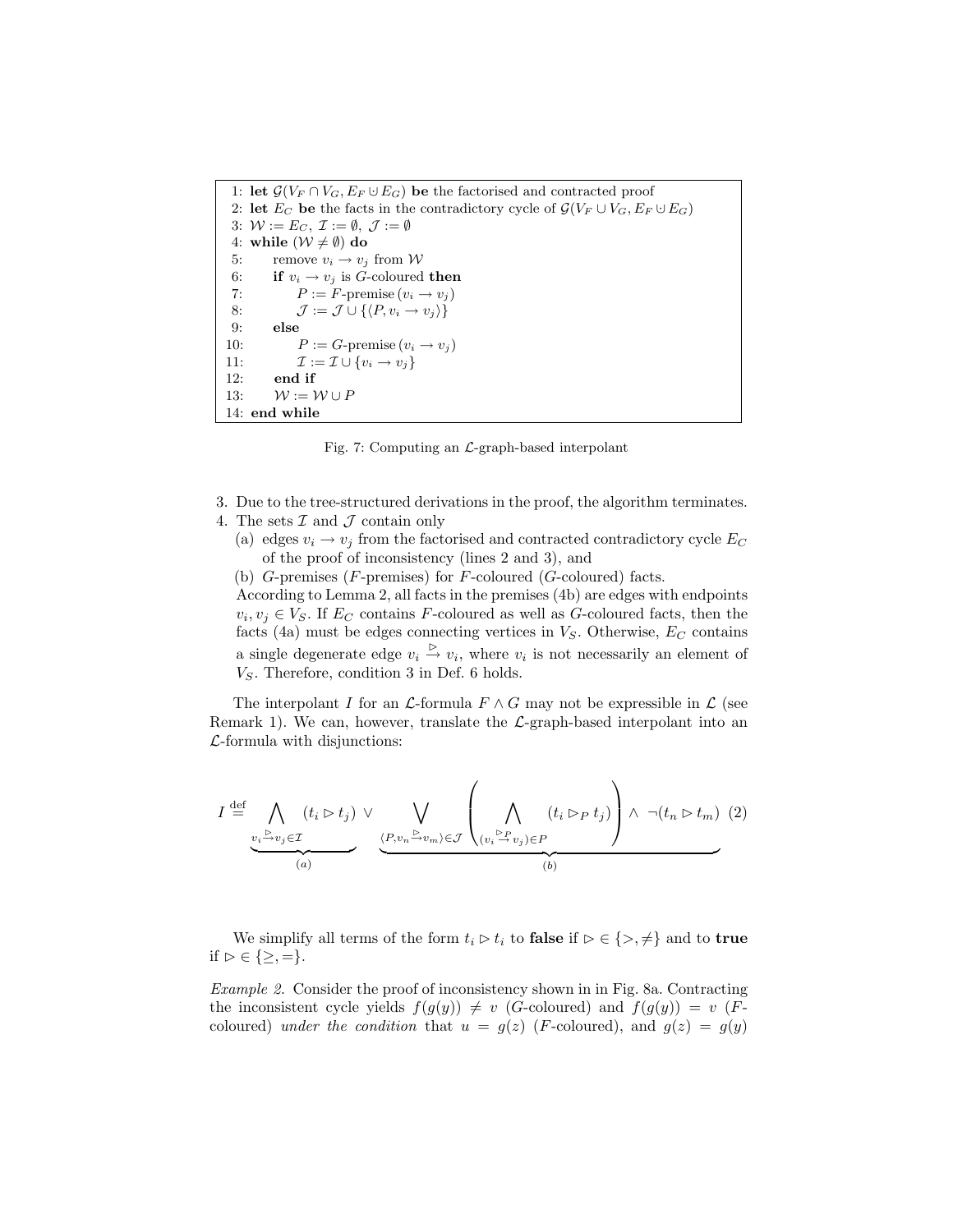```
 1: let G(V_F ∩ V_G, E_F ⊎ E_G) be the factorised and contracted proof
 2: let E_C be the facts in the contradictory cycle of G(V_F ∪ V_G, E_F ⊎ E_G)
 3: W := E_C, I := ∅, J := ∅
 4: while (W ≠ ∅) do
 5:     remove v_i → v_j from W
 6:     if v_i → v_j is G-coloured then
 7:         P := F-premise (v_i → v_j)
 8:         J := J ∪ {⟨P, v_i → v_j⟩}
 9:     else
10:         P := G-premise (v_i → v_j)
11:         I := I ∪ {v_i → v_j}
12:     end if
13:     W := W ∪ P
14: end while
```

Fig. 7: Computing an $\mathcal{L}$-graph-based interpolant

3. Due to the tree-structured derivations in the proof, the algorithm terminates.
4. The sets $\mathcal{I}$ and $\mathcal{J}$ contain only
   (a) edges $v_i \to v_j$ from the factorised and contracted contradictory cycle $E_C$ of the proof of inconsistency (lines 2 and 3), and
   (b) $G$-premises ($F$-premises) for $F$-coloured ($G$-coloured) facts.

   According to Lemma 2, all facts in the premises (4b) are edges with endpoints $v_i, v_j \in V_S$. If $E_C$ contains $F$-coloured as well as $G$-coloured facts, then the facts (4a) must be edges connecting vertices in $V_S$. Otherwise, $E_C$ contains a single degenerate edge $v_i \overset{\rhd}{\to} v_i$, where $v_i$ is not necessarily an element of $V_S$. Therefore, condition 3 in Def. 6 holds.

The interpolant $I$ for an $\mathcal{L}$-formula $F \wedge G$ may not be expressible in $\mathcal{L}$ (see Remark 1). We can, however, translate the $\mathcal{L}$-graph-based interpolant into an $\mathcal{L}$-formula with disjunctions:

$$I \stackrel{\text{def}}{=} \underbrace{\bigwedge_{v_i \overset{\rhd}{\to} v_j \in \mathcal{I}} (t_i \rhd t_j)}_{(a)} \;\vee\; \underbrace{\bigvee_{\langle P, v_n \overset{\rhd}{\to} v_m \rangle \in \mathcal{J}} \left( \bigwedge_{(v_i \overset{\rhd_P}{\to} v_j) \in P} (t_i \rhd_P t_j) \right) \wedge \neg(t_n \rhd t_m)}_{(b)} \quad (2)$$

We simplify all terms of the form $t_i \rhd t_i$ to **false** if $\rhd \in \{>, \neq\}$ and to **true** if $\rhd \in \{\geq, =\}$.

*Example 2.* Consider the proof of inconsistency shown in in Fig. 8a. Contracting the inconsistent cycle yields $f(g(y)) \neq v$ ($G$-coloured) and $f(g(y)) = v$ ($F$-coloured) *under the condition* that $u = g(z)$ ($F$-coloured), and $g(z) = g(y)$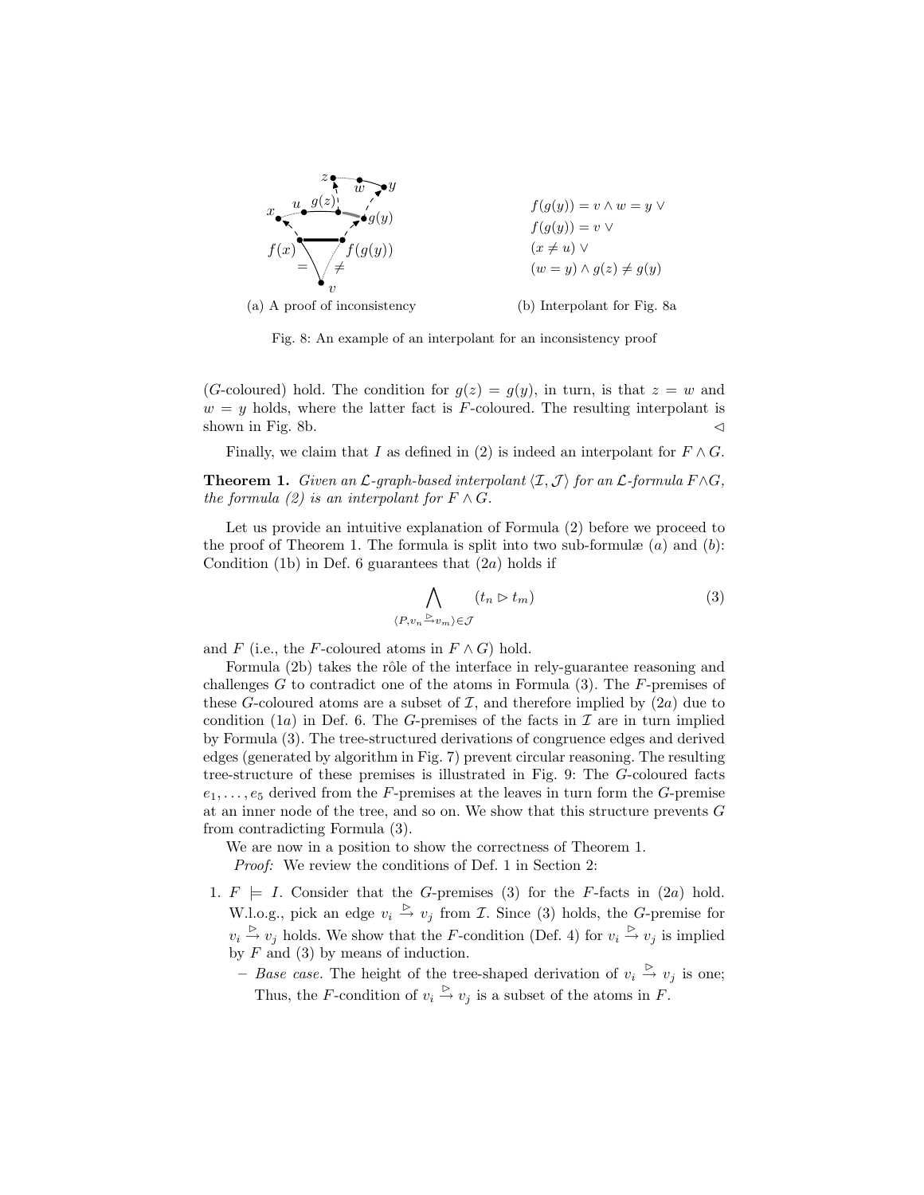(a) A proof of inconsistency

$f(g(y)) = v \wedge w = y \vee$
$f(g(y)) = v \vee$
$(x \neq u) \vee$
$(w = y) \wedge g(z) \neq g(y)$

(b) Interpolant for Fig. 8a

Fig. 8: An example of an interpolant for an inconsistency proof

($G$-coloured) hold. The condition for $g(z) = g(y)$, in turn, is that $z = w$ and $w = y$ holds, where the latter fact is $F$-coloured. The resulting interpolant is shown in Fig. 8b. $\lhd$

Finally, we claim that $I$ as defined in (2) is indeed an interpolant for $F \wedge G$.

**Theorem 1.** *Given an $\mathcal{L}$-graph-based interpolant $\langle \mathcal{I}, \mathcal{J} \rangle$ for an $\mathcal{L}$-formula $F \wedge G$, the formula (2) is an interpolant for $F \wedge G$.*

Let us provide an intuitive explanation of Formula (2) before we proceed to the proof of Theorem 1. The formula is split into two sub-formulæ $(a)$ and $(b)$: Condition (1b) in Def. 6 guarantees that (2a) holds if

$$\bigwedge_{\langle P, v_n \xrightarrow{\rhd} v_m \rangle \in \mathcal{J}} (t_n \rhd t_m) \tag{3}$$

and $F$ (i.e., the $F$-coloured atoms in $F \wedge G$) hold.

Formula (2b) takes the rôle of the interface in rely-guarantee reasoning and challenges $G$ to contradict one of the atoms in Formula (3). The $F$-premises of these $G$-coloured atoms are a subset of $\mathcal{I}$, and therefore implied by (2a) due to condition (1a) in Def. 6. The $G$-premises of the facts in $\mathcal{I}$ are in turn implied by Formula (3). The tree-structured derivations of congruence edges and derived edges (generated by algorithm in Fig. 7) prevent circular reasoning. The resulting tree-structure of these premises is illustrated in Fig. 9: The $G$-coloured facts $e_1, \ldots, e_5$ derived from the $F$-premises at the leaves in turn form the $G$-premise at an inner node of the tree, and so on. We show that this structure prevents $G$ from contradicting Formula (3).

We are now in a position to show the correctness of Theorem 1.

*Proof:* We review the conditions of Def. 1 in Section 2:

1. $F \models I$. Consider that the $G$-premises (3) for the $F$-facts in (2a) hold. W.l.o.g., pick an edge $v_i \xrightarrow{\rhd} v_j$ from $\mathcal{I}$. Since (3) holds, the $G$-premise for $v_i \xrightarrow{\rhd} v_j$ holds. We show that the $F$-condition (Def. 4) for $v_i \xrightarrow{\rhd} v_j$ is implied by $F$ and (3) by means of induction.
   - *Base case.* The height of the tree-shaped derivation of $v_i \xrightarrow{\rhd} v_j$ is one; Thus, the $F$-condition of $v_i \xrightarrow{\rhd} v_j$ is a subset of the atoms in $F$.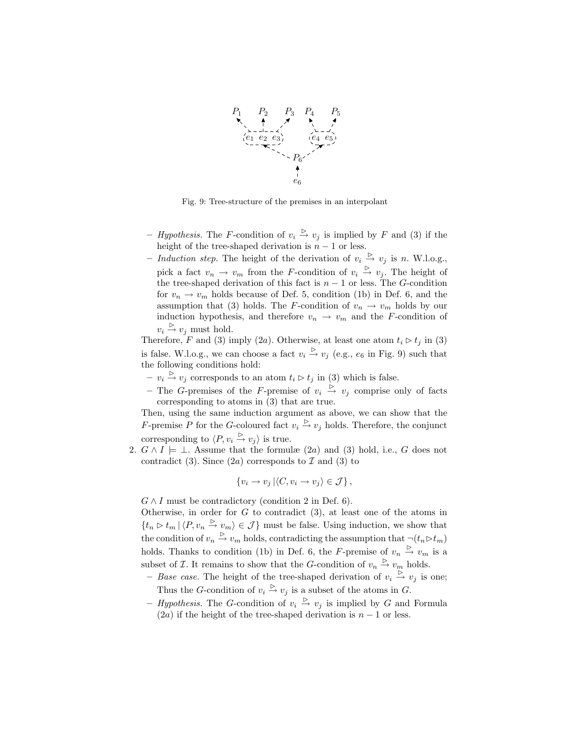Fig. 9: Tree-structure of the premises in an interpolant

- *Hypothesis.* The $F$-condition of $v_i \xrightarrow{\triangleright} v_j$ is implied by $F$ and (3) if the height of the tree-shaped derivation is $n-1$ or less.
- *Induction step.* The height of the derivation of $v_i \xrightarrow{\triangleright} v_j$ is $n$. W.l.o.g., pick a fact $v_n \rightarrow v_m$ from the $F$-condition of $v_i \xrightarrow{\triangleright} v_j$. The height of the tree-shaped derivation of this fact is $n-1$ or less. The $G$-condition for $v_n \rightarrow v_m$ holds because of Def. 5, condition (1b) in Def. 6, and the assumption that (3) holds. The $F$-condition of $v_n \rightarrow v_m$ holds by our induction hypothesis, and therefore $v_n \rightarrow v_m$ and the $F$-condition of $v_i \xrightarrow{\triangleright} v_j$ must hold.

Therefore, $F$ and (3) imply (2$a$). Otherwise, at least one atom $t_i \triangleright t_j$ in (3) is false. W.l.o.g., we can choose a fact $v_i \xrightarrow{\triangleright} v_j$ (e.g., $e_6$ in Fig. 9) such that the following conditions hold:

- $v_i \xrightarrow{\triangleright} v_j$ corresponds to an atom $t_i \triangleright t_j$ in (3) which is false.
- The $G$-premises of the $F$-premise of $v_i \xrightarrow{\triangleright} v_j$ comprise only of facts corresponding to atoms in (3) that are true.

Then, using the same induction argument as above, we can show that the $F$-premise $P$ for the $G$-coloured fact $v_i \xrightarrow{\triangleright} v_j$ holds. Therefore, the conjunct corresponding to $\langle P, v_i \xrightarrow{\triangleright} v_j \rangle$ is true.

2. $G \wedge I \models \perp$. Assume that the formulæ (2$a$) and (3) hold, i.e., $G$ does not contradict (3). Since (2$a$) corresponds to $\mathcal{I}$ and (3) to

$$\{v_i \rightarrow v_j \,|\, \langle C, v_i \rightarrow v_j \rangle \in \mathcal{J}\},$$

$G \wedge I$ must be contradictory (condition 2 in Def. 6).
Otherwise, in order for $G$ to contradict (3), at least one of the atoms in $\{t_n \triangleright t_m \,|\, \langle P, v_n \xrightarrow{\triangleright} v_m \rangle \in \mathcal{J}\}$ must be false. Using induction, we show that the condition of $v_n \xrightarrow{\triangleright} v_m$ holds, contradicting the assumption that $\neg(t_n \triangleright t_m)$ holds. Thanks to condition (1b) in Def. 6, the $F$-premise of $v_n \xrightarrow{\triangleright} v_m$ is a subset of $\mathcal{I}$. It remains to show that the $G$-condition of $v_n \xrightarrow{\triangleright} v_m$ holds.

- *Base case.* The height of the tree-shaped derivation of $v_i \xrightarrow{\triangleright} v_j$ is one; Thus the $G$-condition of $v_i \xrightarrow{\triangleright} v_j$ is a subset of the atoms in $G$.
- *Hypothesis.* The $G$-condition of $v_i \xrightarrow{\triangleright} v_j$ is implied by $G$ and Formula (2$a$) if the height of the tree-shaped derivation is $n-1$ or less.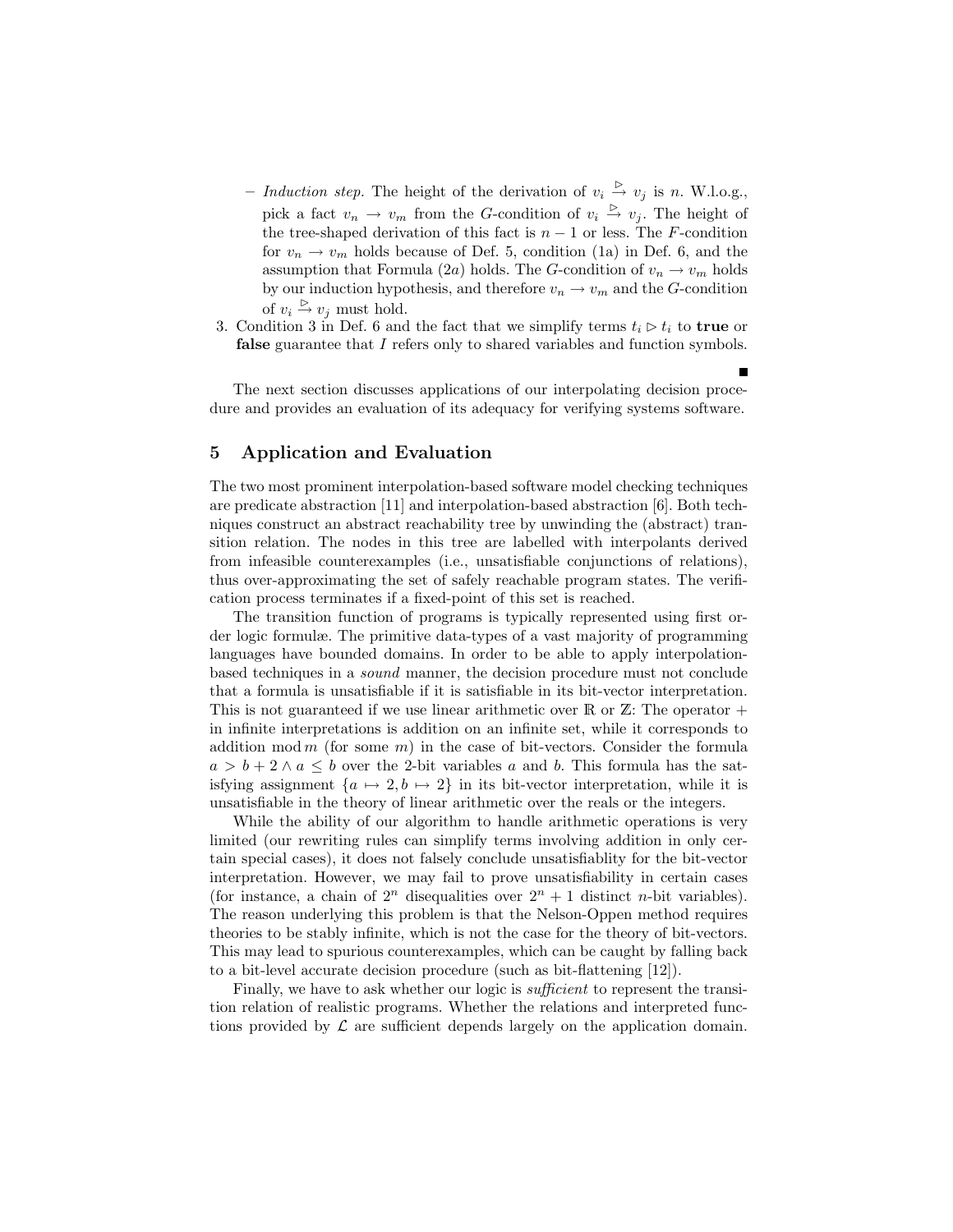- *Induction step.* The height of the derivation of $v_i \stackrel{\triangleright}{\to} v_j$ is $n$. W.l.o.g., pick a fact $v_n \to v_m$ from the $G$-condition of $v_i \stackrel{\triangleright}{\to} v_j$. The height of the tree-shaped derivation of this fact is $n-1$ or less. The $F$-condition for $v_n \to v_m$ holds because of Def. 5, condition (1a) in Def. 6, and the assumption that Formula ($2a$) holds. The $G$-condition of $v_n \to v_m$ holds by our induction hypothesis, and therefore $v_n \to v_m$ and the $G$-condition of $v_i \stackrel{\triangleright}{\to} v_j$ must hold.
3. Condition 3 in Def. 6 and the fact that we simplify terms $t_i \triangleright t_i$ to **true** or **false** guarantee that $I$ refers only to shared variables and function symbols.

■

The next section discusses applications of our interpolating decision procedure and provides an evaluation of its adequacy for verifying systems software.

## 5 Application and Evaluation

The two most prominent interpolation-based software model checking techniques are predicate abstraction [11] and interpolation-based abstraction [6]. Both techniques construct an abstract reachability tree by unwinding the (abstract) transition relation. The nodes in this tree are labelled with interpolants derived from infeasible counterexamples (i.e., unsatisfiable conjunctions of relations), thus over-approximating the set of safely reachable program states. The verification process terminates if a fixed-point of this set is reached.

The transition function of programs is typically represented using first order logic formulæ. The primitive data-types of a vast majority of programming languages have bounded domains. In order to be able to apply interpolation-based techniques in a *sound* manner, the decision procedure must not conclude that a formula is unsatisfiable if it is satisfiable in its bit-vector interpretation. This is not guaranteed if we use linear arithmetic over $\mathbb{R}$ or $\mathbb{Z}$: The operator $+$ in infinite interpretations is addition on an infinite set, while it corresponds to addition $\bmod\, m$ (for some $m$) in the case of bit-vectors. Consider the formula $a > b + 2 \wedge a \leq b$ over the 2-bit variables $a$ and $b$. This formula has the satisfying assignment $\{a \mapsto 2, b \mapsto 2\}$ in its bit-vector interpretation, while it is unsatisfiable in the theory of linear arithmetic over the reals or the integers.

While the ability of our algorithm to handle arithmetic operations is very limited (our rewriting rules can simplify terms involving addition in only certain special cases), it does not falsely conclude unsatisfiablity for the bit-vector interpretation. However, we may fail to prove unsatisfiability in certain cases (for instance, a chain of $2^n$ disequalities over $2^n + 1$ distinct $n$-bit variables). The reason underlying this problem is that the Nelson-Oppen method requires theories to be stably infinite, which is not the case for the theory of bit-vectors. This may lead to spurious counterexamples, which can be caught by falling back to a bit-level accurate decision procedure (such as bit-flattening [12]).

Finally, we have to ask whether our logic is *sufficient* to represent the transition relation of realistic programs. Whether the relations and interpreted functions provided by $\mathcal{L}$ are sufficient depends largely on the application domain.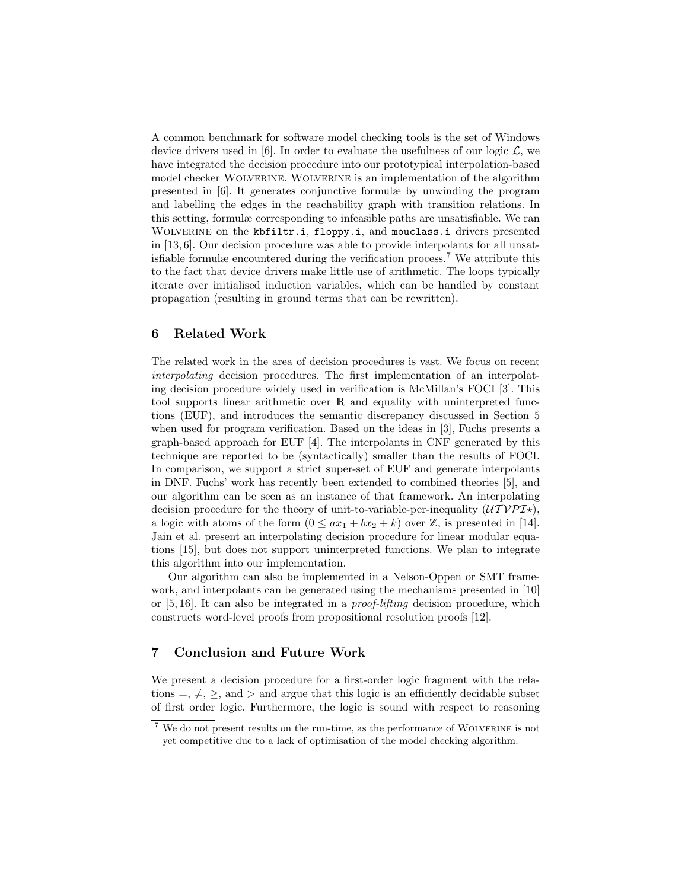A common benchmark for software model checking tools is the set of Windows device drivers used in [6]. In order to evaluate the usefulness of our logic $\mathcal{L}$, we have integrated the decision procedure into our prototypical interpolation-based model checker Wolverine. Wolverine is an implementation of the algorithm presented in [6]. It generates conjunctive formulæ by unwinding the program and labelling the edges in the reachability graph with transition relations. In this setting, formulæ corresponding to infeasible paths are unsatisfiable. We ran Wolverine on the `kbfiltr.i`, `floppy.i`, and `mouclass.i` drivers presented in [13, 6]. Our decision procedure was able to provide interpolants for all unsatisfiable formulæ encountered during the verification process.[7] We attribute this to the fact that device drivers make little use of arithmetic. The loops typically iterate over initialised induction variables, which can be handled by constant propagation (resulting in ground terms that can be rewritten).

## 6 Related Work

The related work in the area of decision procedures is vast. We focus on recent *interpolating* decision procedures. The first implementation of an interpolating decision procedure widely used in verification is McMillan's FOCI [3]. This tool supports linear arithmetic over $\mathbb{R}$ and equality with uninterpreted functions (EUF), and introduces the semantic discrepancy discussed in Section 5 when used for program verification. Based on the ideas in [3], Fuchs presents a graph-based approach for EUF [4]. The interpolants in CNF generated by this technique are reported to be (syntactically) smaller than the results of FOCI. In comparison, we support a strict super-set of EUF and generate interpolants in DNF. Fuchs' work has recently been extended to combined theories [5], and our algorithm can be seen as an instance of that framework. An interpolating decision procedure for the theory of unit-to-variable-per-inequality ($\mathcal{UTVPI}\star$), a logic with atoms of the form $(0 \leq ax_1 + bx_2 + k)$ over $\mathbb{Z}$, is presented in [14]. Jain et al. present an interpolating decision procedure for linear modular equations [15], but does not support uninterpreted functions. We plan to integrate this algorithm into our implementation.

Our algorithm can also be implemented in a Nelson-Oppen or SMT framework, and interpolants can be generated using the mechanisms presented in [10] or [5, 16]. It can also be integrated in a *proof-lifting* decision procedure, which constructs word-level proofs from propositional resolution proofs [12].

## 7 Conclusion and Future Work

We present a decision procedure for a first-order logic fragment with the relations $=, \neq, \geq$, and $>$ and argue that this logic is an efficiently decidable subset of first order logic. Furthermore, the logic is sound with respect to reasoning

[7] We do not present results on the run-time, as the performance of Wolverine is not yet competitive due to a lack of optimisation of the model checking algorithm.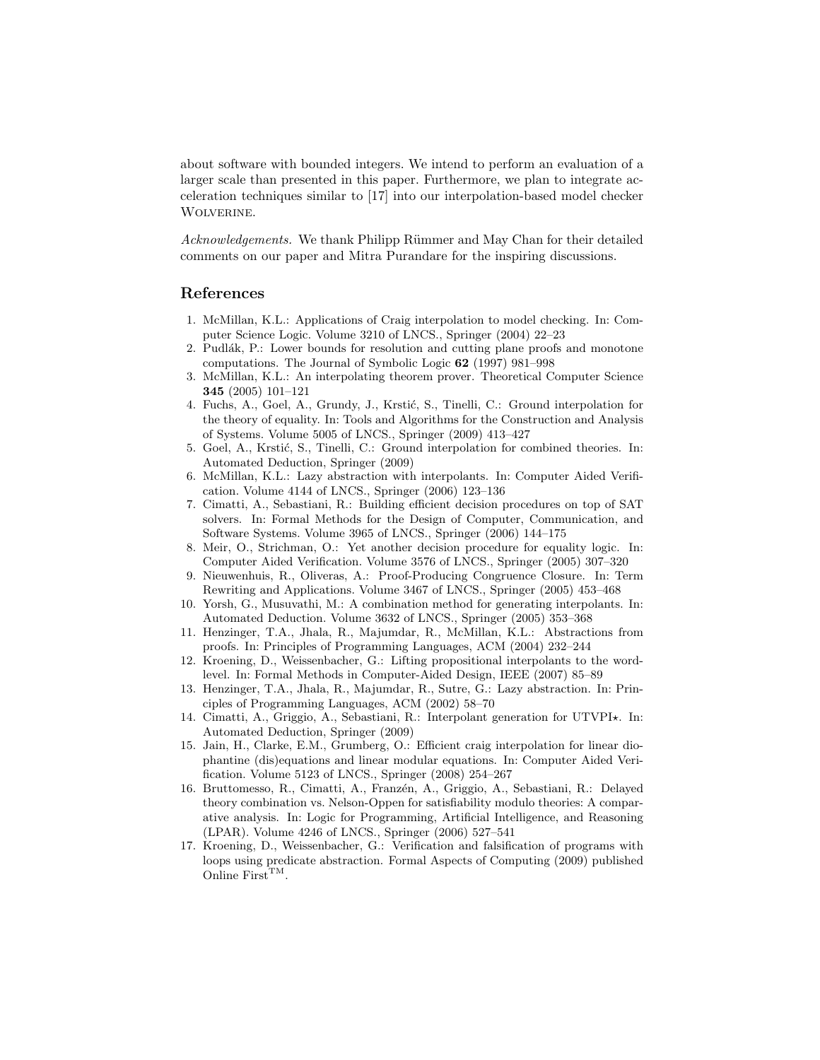about software with bounded integers. We intend to perform an evaluation of a larger scale than presented in this paper. Furthermore, we plan to integrate acceleration techniques similar to [17] into our interpolation-based model checker WOLVERINE.

*Acknowledgements.* We thank Philipp Rümmer and May Chan for their detailed comments on our paper and Mitra Purandare for the inspiring discussions.

## References

1. McMillan, K.L.: Applications of Craig interpolation to model checking. In: Computer Science Logic. Volume 3210 of LNCS., Springer (2004) 22–23
2. Pudlák, P.: Lower bounds for resolution and cutting plane proofs and monotone computations. The Journal of Symbolic Logic **62** (1997) 981–998
3. McMillan, K.L.: An interpolating theorem prover. Theoretical Computer Science **345** (2005) 101–121
4. Fuchs, A., Goel, A., Grundy, J., Krstić, S., Tinelli, C.: Ground interpolation for the theory of equality. In: Tools and Algorithms for the Construction and Analysis of Systems. Volume 5005 of LNCS., Springer (2009) 413–427
5. Goel, A., Krstić, S., Tinelli, C.: Ground interpolation for combined theories. In: Automated Deduction, Springer (2009)
6. McMillan, K.L.: Lazy abstraction with interpolants. In: Computer Aided Verification. Volume 4144 of LNCS., Springer (2006) 123–136
7. Cimatti, A., Sebastiani, R.: Building efficient decision procedures on top of SAT solvers. In: Formal Methods for the Design of Computer, Communication, and Software Systems. Volume 3965 of LNCS., Springer (2006) 144–175
8. Meir, O., Strichman, O.: Yet another decision procedure for equality logic. In: Computer Aided Verification. Volume 3576 of LNCS., Springer (2005) 307–320
9. Nieuwenhuis, R., Oliveras, A.: Proof-Producing Congruence Closure. In: Term Rewriting and Applications. Volume 3467 of LNCS., Springer (2005) 453–468
10. Yorsh, G., Musuvathi, M.: A combination method for generating interpolants. In: Automated Deduction. Volume 3632 of LNCS., Springer (2005) 353–368
11. Henzinger, T.A., Jhala, R., Majumdar, R., McMillan, K.L.: Abstractions from proofs. In: Principles of Programming Languages, ACM (2004) 232–244
12. Kroening, D., Weissenbacher, G.: Lifting propositional interpolants to the word-level. In: Formal Methods in Computer-Aided Design, IEEE (2007) 85–89
13. Henzinger, T.A., Jhala, R., Majumdar, R., Sutre, G.: Lazy abstraction. In: Principles of Programming Languages, ACM (2002) 58–70
14. Cimatti, A., Griggio, A., Sebastiani, R.: Interpolant generation for UTVPI⋆. In: Automated Deduction, Springer (2009)
15. Jain, H., Clarke, E.M., Grumberg, O.: Efficient craig interpolation for linear diophantine (dis)equations and linear modular equations. In: Computer Aided Verification. Volume 5123 of LNCS., Springer (2008) 254–267
16. Bruttomesso, R., Cimatti, A., Franzén, A., Griggio, A., Sebastiani, R.: Delayed theory combination vs. Nelson-Oppen for satisfiability modulo theories: A comparative analysis. In: Logic for Programming, Artificial Intelligence, and Reasoning (LPAR). Volume 4246 of LNCS., Springer (2006) 527–541
17. Kroening, D., Weissenbacher, G.: Verification and falsification of programs with loops using predicate abstraction. Formal Aspects of Computing (2009) published Online First™.